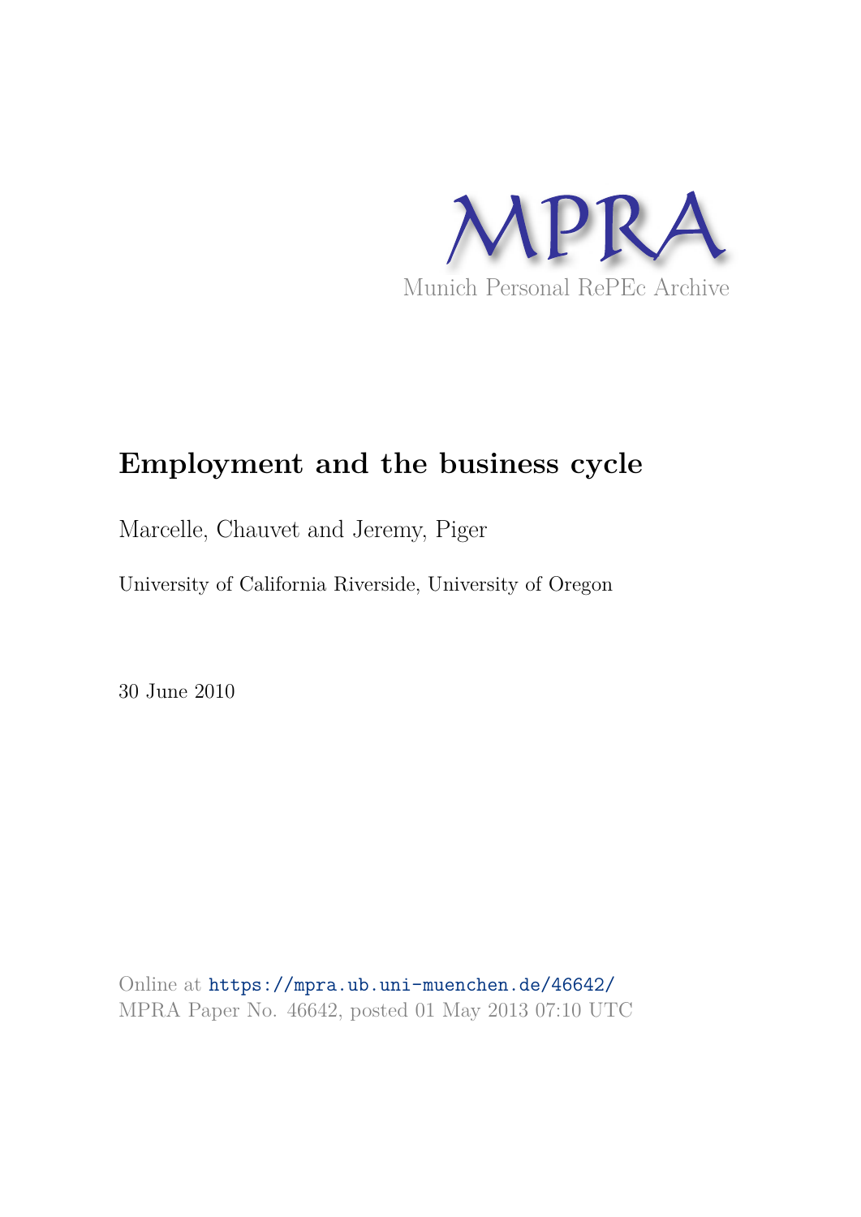MPRA

Munich Personal RePEc Archive

# Employment and the business cycle

Marcelle, Chauvet and Jeremy, Piger

University of California Riverside, University of Oregon

30 June 2010

Online at https://mpra.ub.uni-muenchen.de/46642/
MPRA Paper No. 46642, posted 01 May 2013 07:10 UTC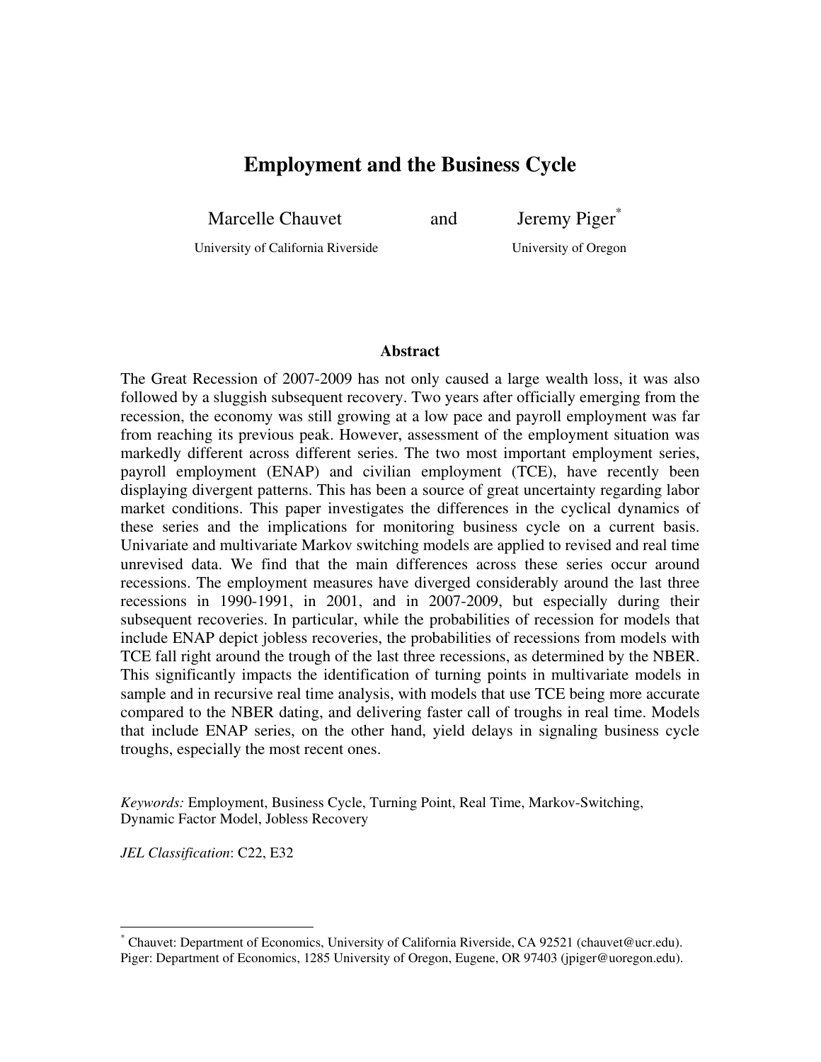# Employment and the Business Cycle

Marcelle Chauvet and Jeremy Piger[*]

University of California Riverside — University of Oregon

## Abstract

The Great Recession of 2007-2009 has not only caused a large wealth loss, it was also followed by a sluggish subsequent recovery. Two years after officially emerging from the recession, the economy was still growing at a low pace and payroll employment was far from reaching its previous peak. However, assessment of the employment situation was markedly different across different series. The two most important employment series, payroll employment (ENAP) and civilian employment (TCE), have recently been displaying divergent patterns. This has been a source of great uncertainty regarding labor market conditions. This paper investigates the differences in the cyclical dynamics of these series and the implications for monitoring business cycle on a current basis. Univariate and multivariate Markov switching models are applied to revised and real time unrevised data. We find that the main differences across these series occur around recessions. The employment measures have diverged considerably around the last three recessions in 1990-1991, in 2001, and in 2007-2009, but especially during their subsequent recoveries. In particular, while the probabilities of recession for models that include ENAP depict jobless recoveries, the probabilities of recessions from models with TCE fall right around the trough of the last three recessions, as determined by the NBER. This significantly impacts the identification of turning points in multivariate models in sample and in recursive real time analysis, with models that use TCE being more accurate compared to the NBER dating, and delivering faster call of troughs in real time. Models that include ENAP series, on the other hand, yield delays in signaling business cycle troughs, especially the most recent ones.

*Keywords:* Employment, Business Cycle, Turning Point, Real Time, Markov-Switching, Dynamic Factor Model, Jobless Recovery

*JEL Classification*: C22, E32

[*] Chauvet: Department of Economics, University of California Riverside, CA 92521 (chauvet@ucr.edu). Piger: Department of Economics, 1285 University of Oregon, Eugene, OR 97403 (jpiger@uoregon.edu).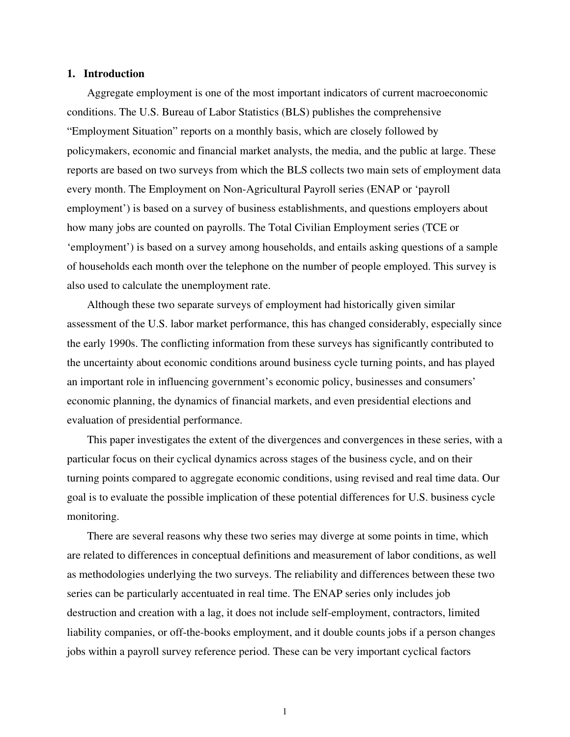## 1. Introduction

Aggregate employment is one of the most important indicators of current macroeconomic conditions. The U.S. Bureau of Labor Statistics (BLS) publishes the comprehensive "Employment Situation" reports on a monthly basis, which are closely followed by policymakers, economic and financial market analysts, the media, and the public at large. These reports are based on two surveys from which the BLS collects two main sets of employment data every month. The Employment on Non-Agricultural Payroll series (ENAP or 'payroll employment') is based on a survey of business establishments, and questions employers about how many jobs are counted on payrolls. The Total Civilian Employment series (TCE or 'employment') is based on a survey among households, and entails asking questions of a sample of households each month over the telephone on the number of people employed. This survey is also used to calculate the unemployment rate.

Although these two separate surveys of employment had historically given similar assessment of the U.S. labor market performance, this has changed considerably, especially since the early 1990s. The conflicting information from these surveys has significantly contributed to the uncertainty about economic conditions around business cycle turning points, and has played an important role in influencing government's economic policy, businesses and consumers' economic planning, the dynamics of financial markets, and even presidential elections and evaluation of presidential performance.

This paper investigates the extent of the divergences and convergences in these series, with a particular focus on their cyclical dynamics across stages of the business cycle, and on their turning points compared to aggregate economic conditions, using revised and real time data. Our goal is to evaluate the possible implication of these potential differences for U.S. business cycle monitoring.

There are several reasons why these two series may diverge at some points in time, which are related to differences in conceptual definitions and measurement of labor conditions, as well as methodologies underlying the two surveys. The reliability and differences between these two series can be particularly accentuated in real time. The ENAP series only includes job destruction and creation with a lag, it does not include self-employment, contractors, limited liability companies, or off-the-books employment, and it double counts jobs if a person changes jobs within a payroll survey reference period. These can be very important cyclical factors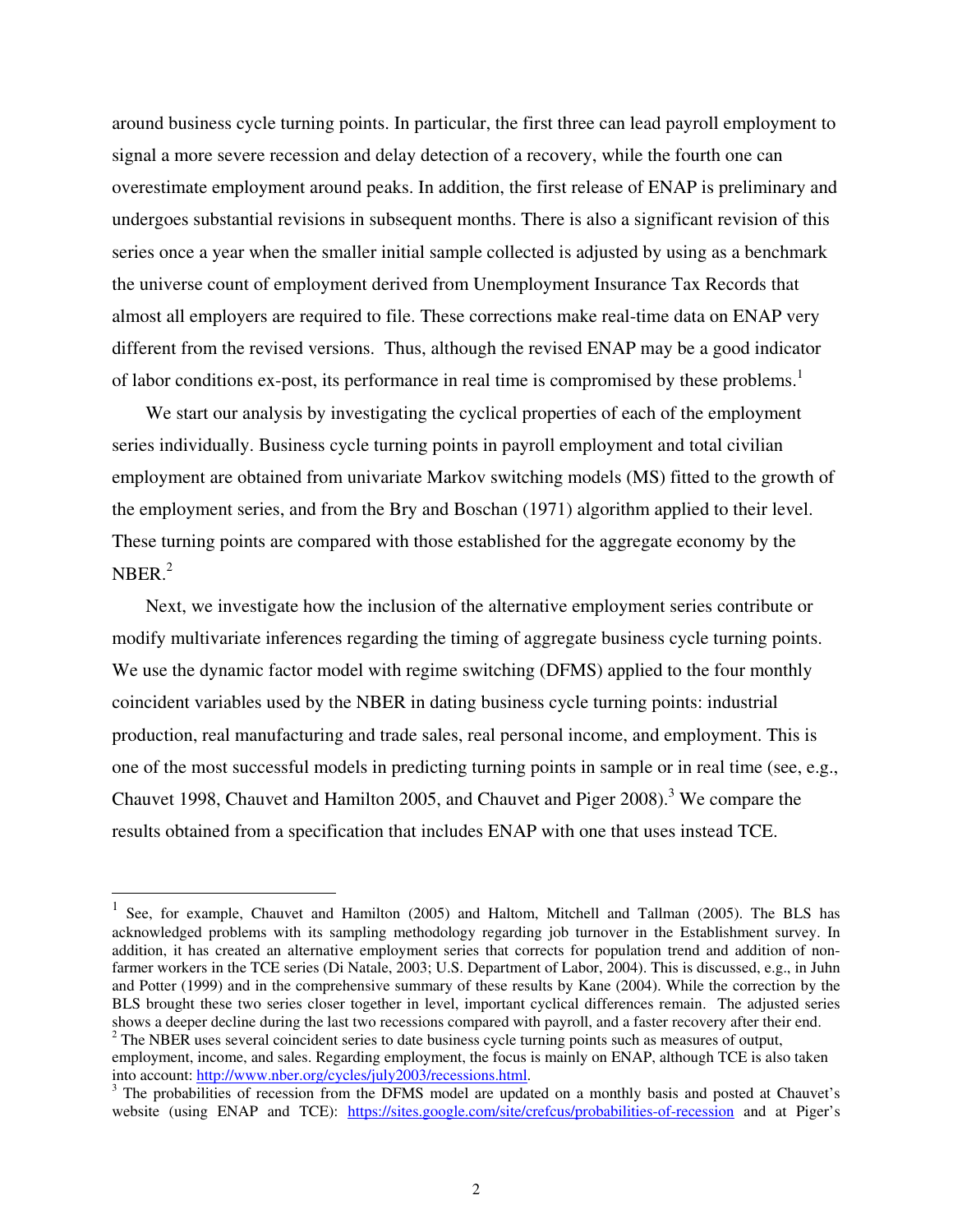around business cycle turning points. In particular, the first three can lead payroll employment to signal a more severe recession and delay detection of a recovery, while the fourth one can overestimate employment around peaks. In addition, the first release of ENAP is preliminary and undergoes substantial revisions in subsequent months. There is also a significant revision of this series once a year when the smaller initial sample collected is adjusted by using as a benchmark the universe count of employment derived from Unemployment Insurance Tax Records that almost all employers are required to file. These corrections make real-time data on ENAP very different from the revised versions. Thus, although the revised ENAP may be a good indicator of labor conditions ex-post, its performance in real time is compromised by these problems.[1]

We start our analysis by investigating the cyclical properties of each of the employment series individually. Business cycle turning points in payroll employment and total civilian employment are obtained from univariate Markov switching models (MS) fitted to the growth of the employment series, and from the Bry and Boschan (1971) algorithm applied to their level. These turning points are compared with those established for the aggregate economy by the NBER.[2]

Next, we investigate how the inclusion of the alternative employment series contribute or modify multivariate inferences regarding the timing of aggregate business cycle turning points. We use the dynamic factor model with regime switching (DFMS) applied to the four monthly coincident variables used by the NBER in dating business cycle turning points: industrial production, real manufacturing and trade sales, real personal income, and employment. This is one of the most successful models in predicting turning points in sample or in real time (see, e.g., Chauvet 1998, Chauvet and Hamilton 2005, and Chauvet and Piger 2008).[3] We compare the results obtained from a specification that includes ENAP with one that uses instead TCE.

---

[1] See, for example, Chauvet and Hamilton (2005) and Haltom, Mitchell and Tallman (2005). The BLS has acknowledged problems with its sampling methodology regarding job turnover in the Establishment survey. In addition, it has created an alternative employment series that corrects for population trend and addition of non-farmer workers in the TCE series (Di Natale, 2003; U.S. Department of Labor, 2004). This is discussed, e.g., in Juhn and Potter (1999) and in the comprehensive summary of these results by Kane (2004). While the correction by the BLS brought these two series closer together in level, important cyclical differences remain. The adjusted series shows a deeper decline during the last two recessions compared with payroll, and a faster recovery after their end.

[2] The NBER uses several coincident series to date business cycle turning points such as measures of output, employment, income, and sales. Regarding employment, the focus is mainly on ENAP, although TCE is also taken into account: http://www.nber.org/cycles/july2003/recessions.html.

[3] The probabilities of recession from the DFMS model are updated on a monthly basis and posted at Chauvet's website (using ENAP and TCE): https://sites.google.com/site/crefcus/probabilities-of-recession and at Piger's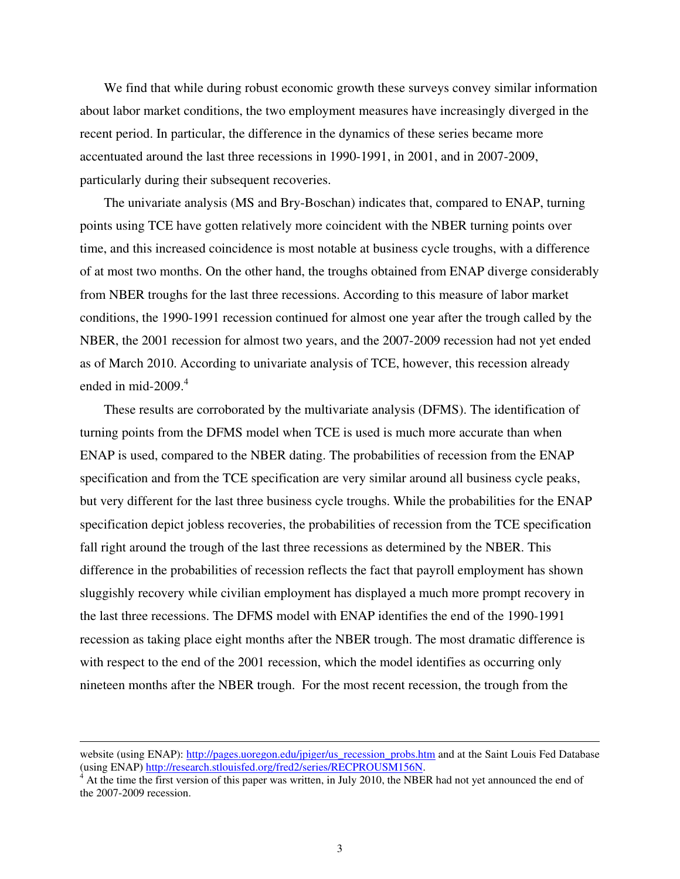We find that while during robust economic growth these surveys convey similar information about labor market conditions, the two employment measures have increasingly diverged in the recent period. In particular, the difference in the dynamics of these series became more accentuated around the last three recessions in 1990-1991, in 2001, and in 2007-2009, particularly during their subsequent recoveries.

The univariate analysis (MS and Bry-Boschan) indicates that, compared to ENAP, turning points using TCE have gotten relatively more coincident with the NBER turning points over time, and this increased coincidence is most notable at business cycle troughs, with a difference of at most two months. On the other hand, the troughs obtained from ENAP diverge considerably from NBER troughs for the last three recessions. According to this measure of labor market conditions, the 1990-1991 recession continued for almost one year after the trough called by the NBER, the 2001 recession for almost two years, and the 2007-2009 recession had not yet ended as of March 2010. According to univariate analysis of TCE, however, this recession already ended in mid-2009.[4]

These results are corroborated by the multivariate analysis (DFMS). The identification of turning points from the DFMS model when TCE is used is much more accurate than when ENAP is used, compared to the NBER dating. The probabilities of recession from the ENAP specification and from the TCE specification are very similar around all business cycle peaks, but very different for the last three business cycle troughs. While the probabilities for the ENAP specification depict jobless recoveries, the probabilities of recession from the TCE specification fall right around the trough of the last three recessions as determined by the NBER. This difference in the probabilities of recession reflects the fact that payroll employment has shown sluggishly recovery while civilian employment has displayed a much more prompt recovery in the last three recessions. The DFMS model with ENAP identifies the end of the 1990-1991 recession as taking place eight months after the NBER trough. The most dramatic difference is with respect to the end of the 2001 recession, which the model identifies as occurring only nineteen months after the NBER trough. For the most recent recession, the trough from the

---

website (using ENAP): http://pages.uoregon.edu/jpiger/us_recession_probs.htm and at the Saint Louis Fed Database (using ENAP) http://research.stlouisfed.org/fred2/series/RECPROUSM156N.

[4] At the time the first version of this paper was written, in July 2010, the NBER had not yet announced the end of the 2007-2009 recession.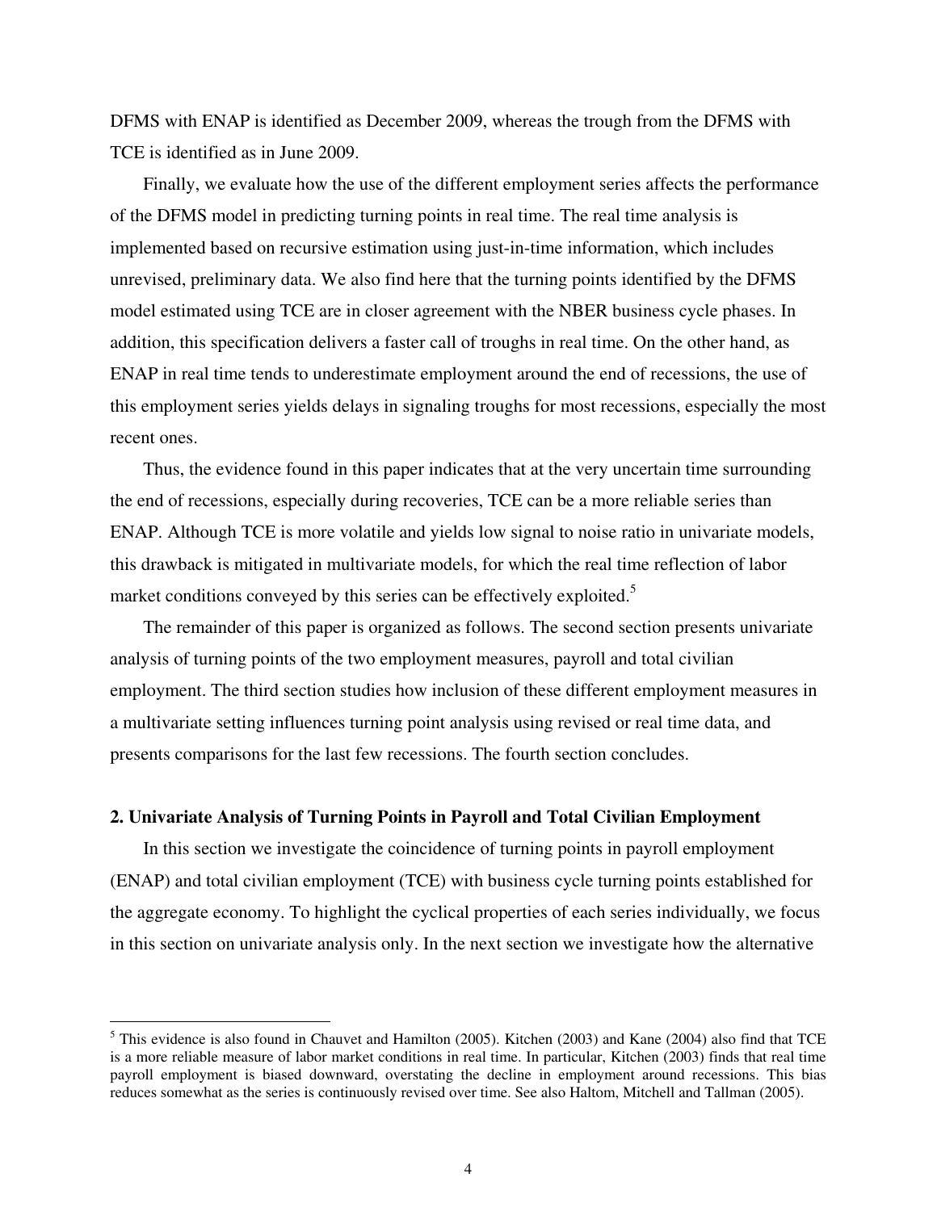DFMS with ENAP is identified as December 2009, whereas the trough from the DFMS with TCE is identified as in June 2009.

Finally, we evaluate how the use of the different employment series affects the performance of the DFMS model in predicting turning points in real time. The real time analysis is implemented based on recursive estimation using just-in-time information, which includes unrevised, preliminary data. We also find here that the turning points identified by the DFMS model estimated using TCE are in closer agreement with the NBER business cycle phases. In addition, this specification delivers a faster call of troughs in real time. On the other hand, as ENAP in real time tends to underestimate employment around the end of recessions, the use of this employment series yields delays in signaling troughs for most recessions, especially the most recent ones.

Thus, the evidence found in this paper indicates that at the very uncertain time surrounding the end of recessions, especially during recoveries, TCE can be a more reliable series than ENAP. Although TCE is more volatile and yields low signal to noise ratio in univariate models, this drawback is mitigated in multivariate models, for which the real time reflection of labor market conditions conveyed by this series can be effectively exploited.[5]

The remainder of this paper is organized as follows. The second section presents univariate analysis of turning points of the two employment measures, payroll and total civilian employment. The third section studies how inclusion of these different employment measures in a multivariate setting influences turning point analysis using revised or real time data, and presents comparisons for the last few recessions. The fourth section concludes.

## 2. Univariate Analysis of Turning Points in Payroll and Total Civilian Employment

In this section we investigate the coincidence of turning points in payroll employment (ENAP) and total civilian employment (TCE) with business cycle turning points established for the aggregate economy. To highlight the cyclical properties of each series individually, we focus in this section on univariate analysis only. In the next section we investigate how the alternative

[5] This evidence is also found in Chauvet and Hamilton (2005). Kitchen (2003) and Kane (2004) also find that TCE is a more reliable measure of labor market conditions in real time. In particular, Kitchen (2003) finds that real time payroll employment is biased downward, overstating the decline in employment around recessions. This bias reduces somewhat as the series is continuously revised over time. See also Haltom, Mitchell and Tallman (2005).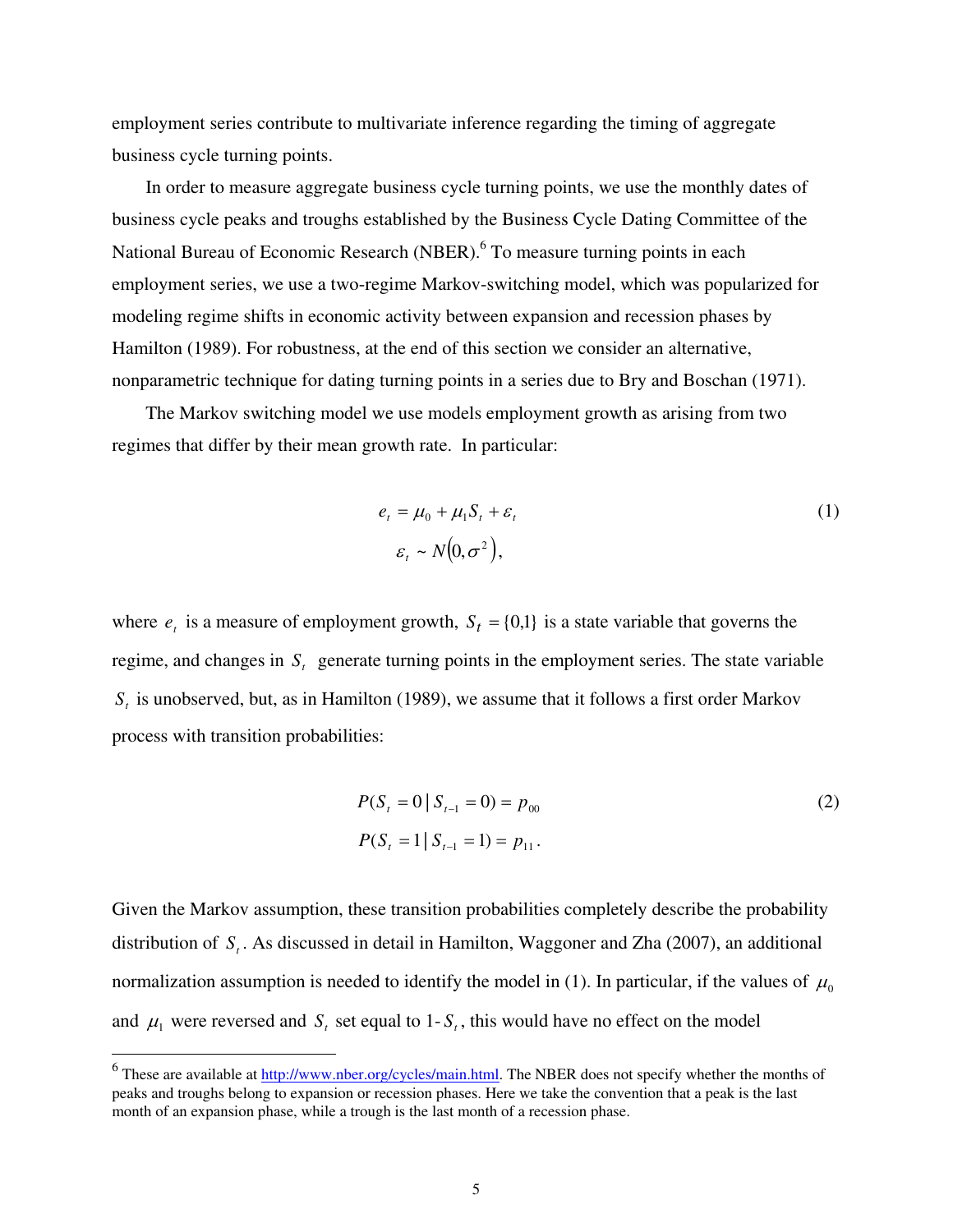employment series contribute to multivariate inference regarding the timing of aggregate business cycle turning points.

In order to measure aggregate business cycle turning points, we use the monthly dates of business cycle peaks and troughs established by the Business Cycle Dating Committee of the National Bureau of Economic Research (NBER).[6] To measure turning points in each employment series, we use a two-regime Markov-switching model, which was popularized for modeling regime shifts in economic activity between expansion and recession phases by Hamilton (1989). For robustness, at the end of this section we consider an alternative, nonparametric technique for dating turning points in a series due to Bry and Boschan (1971).

The Markov switching model we use models employment growth as arising from two regimes that differ by their mean growth rate. In particular:

$$e_t = \mu_0 + \mu_1 S_t + \varepsilon_t \tag{1}$$
$$\varepsilon_t \sim N\left(0, \sigma^2\right),$$

where $e_t$ is a measure of employment growth, $S_t = \{0,1\}$ is a state variable that governs the regime, and changes in $S_t$ generate turning points in the employment series. The state variable $S_t$ is unobserved, but, as in Hamilton (1989), we assume that it follows a first order Markov process with transition probabilities:

$$P(S_t = 0 \mid S_{t-1} = 0) = p_{00} \tag{2}$$
$$P(S_t = 1 \mid S_{t-1} = 1) = p_{11}.$$

Given the Markov assumption, these transition probabilities completely describe the probability distribution of $S_t$. As discussed in detail in Hamilton, Waggoner and Zha (2007), an additional normalization assumption is needed to identify the model in (1). In particular, if the values of $\mu_0$ and $\mu_1$ were reversed and $S_t$ set equal to 1-$S_t$, this would have no effect on the model

[6] These are available at http://www.nber.org/cycles/main.html. The NBER does not specify whether the months of peaks and troughs belong to expansion or recession phases. Here we take the convention that a peak is the last month of an expansion phase, while a trough is the last month of a recession phase.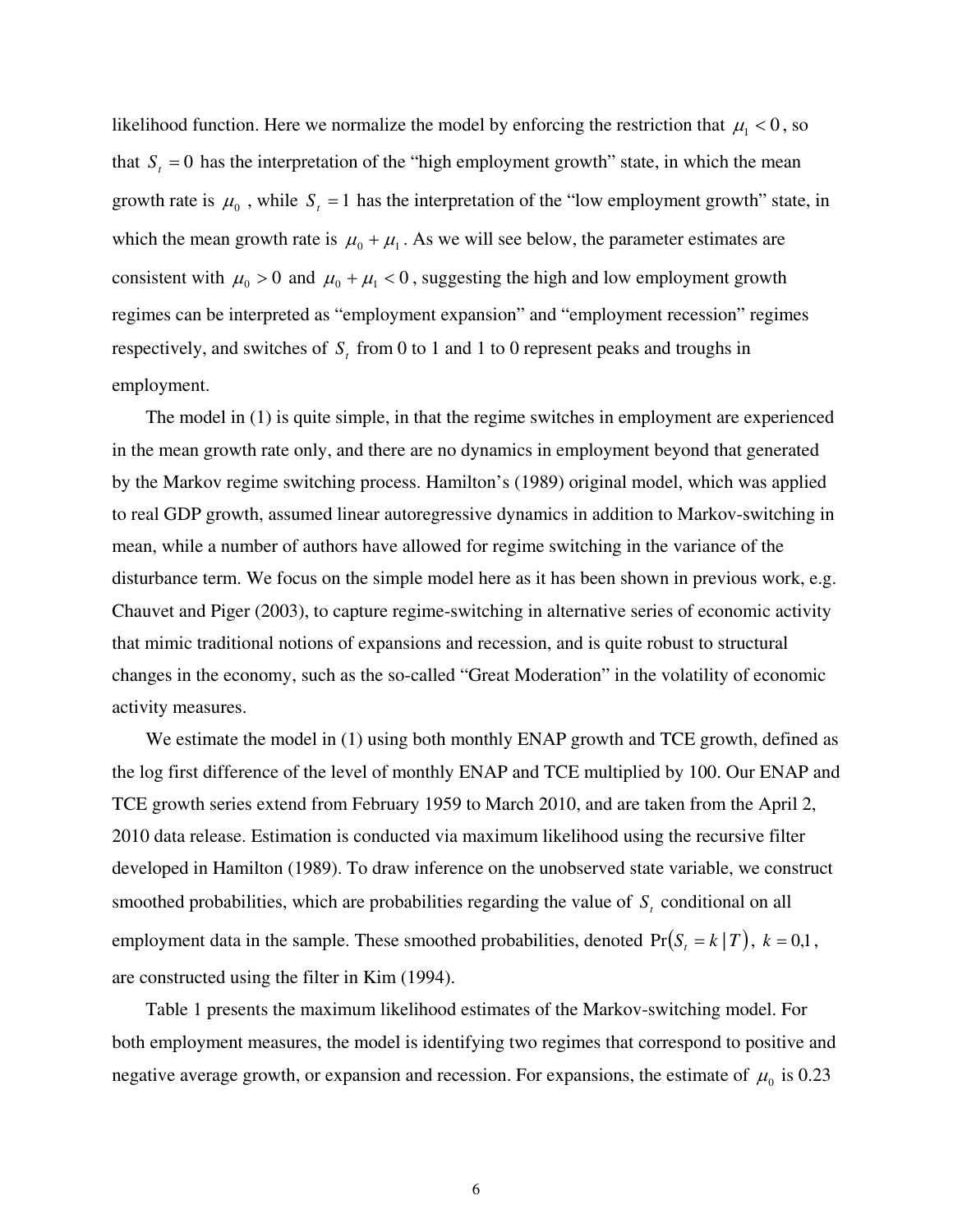likelihood function. Here we normalize the model by enforcing the restriction that $\mu_1 < 0$, so that $S_t = 0$ has the interpretation of the "high employment growth" state, in which the mean growth rate is $\mu_0$, while $S_t = 1$ has the interpretation of the "low employment growth" state, in which the mean growth rate is $\mu_0 + \mu_1$. As we will see below, the parameter estimates are consistent with $\mu_0 > 0$ and $\mu_0 + \mu_1 < 0$, suggesting the high and low employment growth regimes can be interpreted as "employment expansion" and "employment recession" regimes respectively, and switches of $S_t$ from 0 to 1 and 1 to 0 represent peaks and troughs in employment.

The model in (1) is quite simple, in that the regime switches in employment are experienced in the mean growth rate only, and there are no dynamics in employment beyond that generated by the Markov regime switching process. Hamilton's (1989) original model, which was applied to real GDP growth, assumed linear autoregressive dynamics in addition to Markov-switching in mean, while a number of authors have allowed for regime switching in the variance of the disturbance term. We focus on the simple model here as it has been shown in previous work, e.g. Chauvet and Piger (2003), to capture regime-switching in alternative series of economic activity that mimic traditional notions of expansions and recession, and is quite robust to structural changes in the economy, such as the so-called "Great Moderation" in the volatility of economic activity measures.

We estimate the model in (1) using both monthly ENAP growth and TCE growth, defined as the log first difference of the level of monthly ENAP and TCE multiplied by 100. Our ENAP and TCE growth series extend from February 1959 to March 2010, and are taken from the April 2, 2010 data release. Estimation is conducted via maximum likelihood using the recursive filter developed in Hamilton (1989). To draw inference on the unobserved state variable, we construct smoothed probabilities, which are probabilities regarding the value of $S_t$ conditional on all employment data in the sample. These smoothed probabilities, denoted $\Pr(S_t = k \mid T)$, $k = 0,1$, are constructed using the filter in Kim (1994).

Table 1 presents the maximum likelihood estimates of the Markov-switching model. For both employment measures, the model is identifying two regimes that correspond to positive and negative average growth, or expansion and recession. For expansions, the estimate of $\mu_0$ is 0.23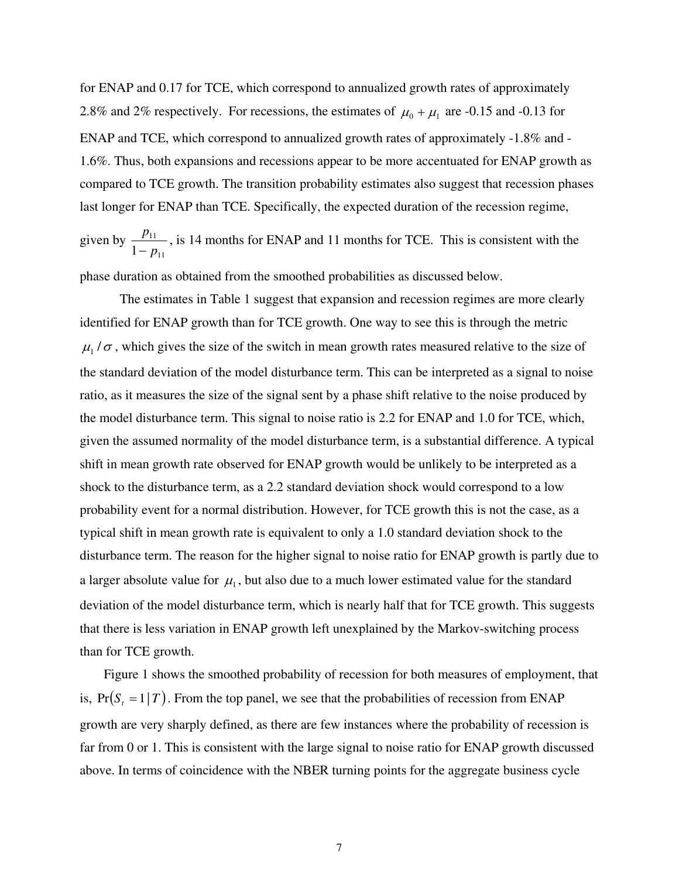for ENAP and 0.17 for TCE, which correspond to annualized growth rates of approximately 2.8% and 2% respectively. For recessions, the estimates of $\mu_0 + \mu_1$ are -0.15 and -0.13 for ENAP and TCE, which correspond to annualized growth rates of approximately -1.8% and -1.6%. Thus, both expansions and recessions appear to be more accentuated for ENAP growth as compared to TCE growth. The transition probability estimates also suggest that recession phases last longer for ENAP than TCE. Specifically, the expected duration of the recession regime, given by $\frac{p_{11}}{1-p_{11}}$, is 14 months for ENAP and 11 months for TCE. This is consistent with the phase duration as obtained from the smoothed probabilities as discussed below.

The estimates in Table 1 suggest that expansion and recession regimes are more clearly identified for ENAP growth than for TCE growth. One way to see this is through the metric $\mu_1 / \sigma$, which gives the size of the switch in mean growth rates measured relative to the size of the standard deviation of the model disturbance term. This can be interpreted as a signal to noise ratio, as it measures the size of the signal sent by a phase shift relative to the noise produced by the model disturbance term. This signal to noise ratio is 2.2 for ENAP and 1.0 for TCE, which, given the assumed normality of the model disturbance term, is a substantial difference. A typical shift in mean growth rate observed for ENAP growth would be unlikely to be interpreted as a shock to the disturbance term, as a 2.2 standard deviation shock would correspond to a low probability event for a normal distribution. However, for TCE growth this is not the case, as a typical shift in mean growth rate is equivalent to only a 1.0 standard deviation shock to the disturbance term. The reason for the higher signal to noise ratio for ENAP growth is partly due to a larger absolute value for $\mu_1$, but also due to a much lower estimated value for the standard deviation of the model disturbance term, which is nearly half that for TCE growth. This suggests that there is less variation in ENAP growth left unexplained by the Markov-switching process than for TCE growth.

Figure 1 shows the smoothed probability of recession for both measures of employment, that is, $\Pr(S_t = 1 | T)$. From the top panel, we see that the probabilities of recession from ENAP growth are very sharply defined, as there are few instances where the probability of recession is far from 0 or 1. This is consistent with the large signal to noise ratio for ENAP growth discussed above. In terms of coincidence with the NBER turning points for the aggregate business cycle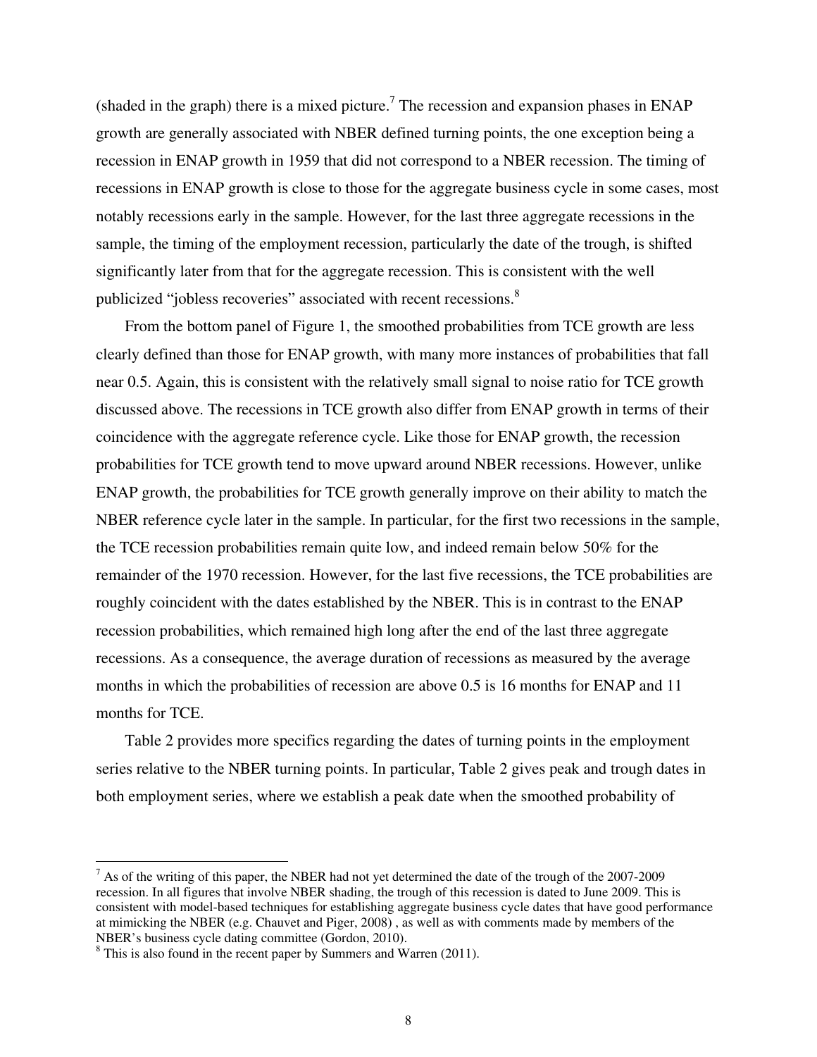(shaded in the graph) there is a mixed picture.[7] The recession and expansion phases in ENAP growth are generally associated with NBER defined turning points, the one exception being a recession in ENAP growth in 1959 that did not correspond to a NBER recession. The timing of recessions in ENAP growth is close to those for the aggregate business cycle in some cases, most notably recessions early in the sample. However, for the last three aggregate recessions in the sample, the timing of the employment recession, particularly the date of the trough, is shifted significantly later from that for the aggregate recession. This is consistent with the well publicized "jobless recoveries" associated with recent recessions.[8]

From the bottom panel of Figure 1, the smoothed probabilities from TCE growth are less clearly defined than those for ENAP growth, with many more instances of probabilities that fall near 0.5. Again, this is consistent with the relatively small signal to noise ratio for TCE growth discussed above. The recessions in TCE growth also differ from ENAP growth in terms of their coincidence with the aggregate reference cycle. Like those for ENAP growth, the recession probabilities for TCE growth tend to move upward around NBER recessions. However, unlike ENAP growth, the probabilities for TCE growth generally improve on their ability to match the NBER reference cycle later in the sample. In particular, for the first two recessions in the sample, the TCE recession probabilities remain quite low, and indeed remain below 50% for the remainder of the 1970 recession. However, for the last five recessions, the TCE probabilities are roughly coincident with the dates established by the NBER. This is in contrast to the ENAP recession probabilities, which remained high long after the end of the last three aggregate recessions. As a consequence, the average duration of recessions as measured by the average months in which the probabilities of recession are above 0.5 is 16 months for ENAP and 11 months for TCE.

Table 2 provides more specifics regarding the dates of turning points in the employment series relative to the NBER turning points. In particular, Table 2 gives peak and trough dates in both employment series, where we establish a peak date when the smoothed probability of

---

[7] As of the writing of this paper, the NBER had not yet determined the date of the trough of the 2007-2009 recession. In all figures that involve NBER shading, the trough of this recession is dated to June 2009. This is consistent with model-based techniques for establishing aggregate business cycle dates that have good performance at mimicking the NBER (e.g. Chauvet and Piger, 2008) , as well as with comments made by members of the NBER's business cycle dating committee (Gordon, 2010).

[8] This is also found in the recent paper by Summers and Warren (2011).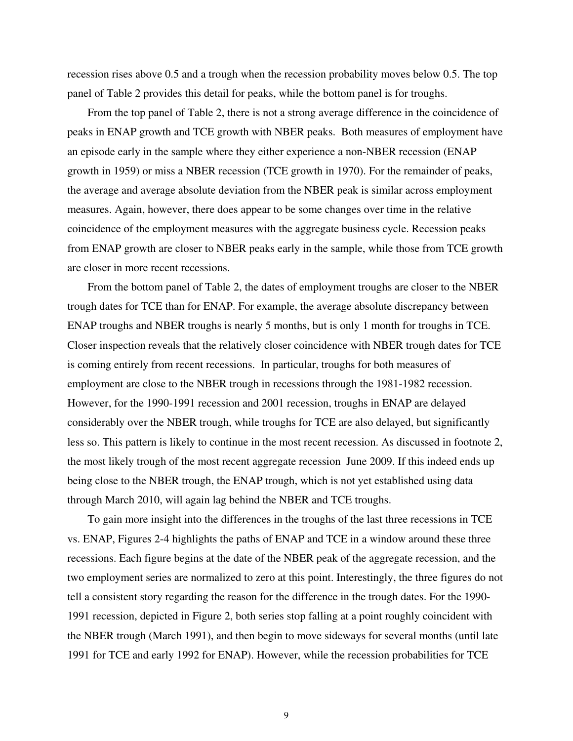recession rises above 0.5 and a trough when the recession probability moves below 0.5. The top panel of Table 2 provides this detail for peaks, while the bottom panel is for troughs.

From the top panel of Table 2, there is not a strong average difference in the coincidence of peaks in ENAP growth and TCE growth with NBER peaks. Both measures of employment have an episode early in the sample where they either experience a non-NBER recession (ENAP growth in 1959) or miss a NBER recession (TCE growth in 1970). For the remainder of peaks, the average and average absolute deviation from the NBER peak is similar across employment measures. Again, however, there does appear to be some changes over time in the relative coincidence of the employment measures with the aggregate business cycle. Recession peaks from ENAP growth are closer to NBER peaks early in the sample, while those from TCE growth are closer in more recent recessions.

From the bottom panel of Table 2, the dates of employment troughs are closer to the NBER trough dates for TCE than for ENAP. For example, the average absolute discrepancy between ENAP troughs and NBER troughs is nearly 5 months, but is only 1 month for troughs in TCE. Closer inspection reveals that the relatively closer coincidence with NBER trough dates for TCE is coming entirely from recent recessions. In particular, troughs for both measures of employment are close to the NBER trough in recessions through the 1981-1982 recession. However, for the 1990-1991 recession and 2001 recession, troughs in ENAP are delayed considerably over the NBER trough, while troughs for TCE are also delayed, but significantly less so. This pattern is likely to continue in the most recent recession. As discussed in footnote 2, the most likely trough of the most recent aggregate recession June 2009. If this indeed ends up being close to the NBER trough, the ENAP trough, which is not yet established using data through March 2010, will again lag behind the NBER and TCE troughs.

To gain more insight into the differences in the troughs of the last three recessions in TCE vs. ENAP, Figures 2-4 highlights the paths of ENAP and TCE in a window around these three recessions. Each figure begins at the date of the NBER peak of the aggregate recession, and the two employment series are normalized to zero at this point. Interestingly, the three figures do not tell a consistent story regarding the reason for the difference in the trough dates. For the 1990-1991 recession, depicted in Figure 2, both series stop falling at a point roughly coincident with the NBER trough (March 1991), and then begin to move sideways for several months (until late 1991 for TCE and early 1992 for ENAP). However, while the recession probabilities for TCE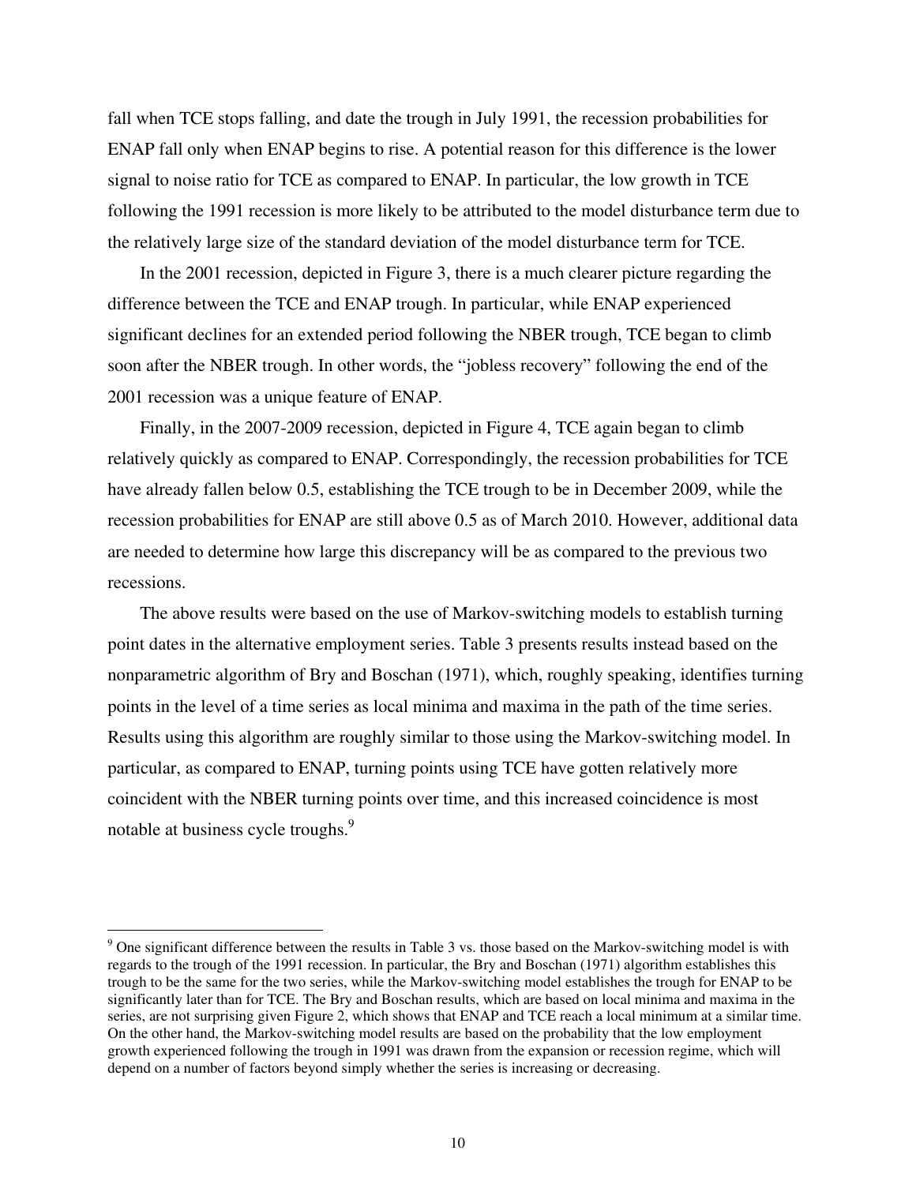fall when TCE stops falling, and date the trough in July 1991, the recession probabilities for ENAP fall only when ENAP begins to rise. A potential reason for this difference is the lower signal to noise ratio for TCE as compared to ENAP. In particular, the low growth in TCE following the 1991 recession is more likely to be attributed to the model disturbance term due to the relatively large size of the standard deviation of the model disturbance term for TCE.

In the 2001 recession, depicted in Figure 3, there is a much clearer picture regarding the difference between the TCE and ENAP trough. In particular, while ENAP experienced significant declines for an extended period following the NBER trough, TCE began to climb soon after the NBER trough. In other words, the "jobless recovery" following the end of the 2001 recession was a unique feature of ENAP.

Finally, in the 2007-2009 recession, depicted in Figure 4, TCE again began to climb relatively quickly as compared to ENAP. Correspondingly, the recession probabilities for TCE have already fallen below 0.5, establishing the TCE trough to be in December 2009, while the recession probabilities for ENAP are still above 0.5 as of March 2010. However, additional data are needed to determine how large this discrepancy will be as compared to the previous two recessions.

The above results were based on the use of Markov-switching models to establish turning point dates in the alternative employment series. Table 3 presents results instead based on the nonparametric algorithm of Bry and Boschan (1971), which, roughly speaking, identifies turning points in the level of a time series as local minima and maxima in the path of the time series. Results using this algorithm are roughly similar to those using the Markov-switching model. In particular, as compared to ENAP, turning points using TCE have gotten relatively more coincident with the NBER turning points over time, and this increased coincidence is most notable at business cycle troughs.[9]

---

[9] One significant difference between the results in Table 3 vs. those based on the Markov-switching model is with regards to the trough of the 1991 recession. In particular, the Bry and Boschan (1971) algorithm establishes this trough to be the same for the two series, while the Markov-switching model establishes the trough for ENAP to be significantly later than for TCE. The Bry and Boschan results, which are based on local minima and maxima in the series, are not surprising given Figure 2, which shows that ENAP and TCE reach a local minimum at a similar time. On the other hand, the Markov-switching model results are based on the probability that the low employment growth experienced following the trough in 1991 was drawn from the expansion or recession regime, which will depend on a number of factors beyond simply whether the series is increasing or decreasing.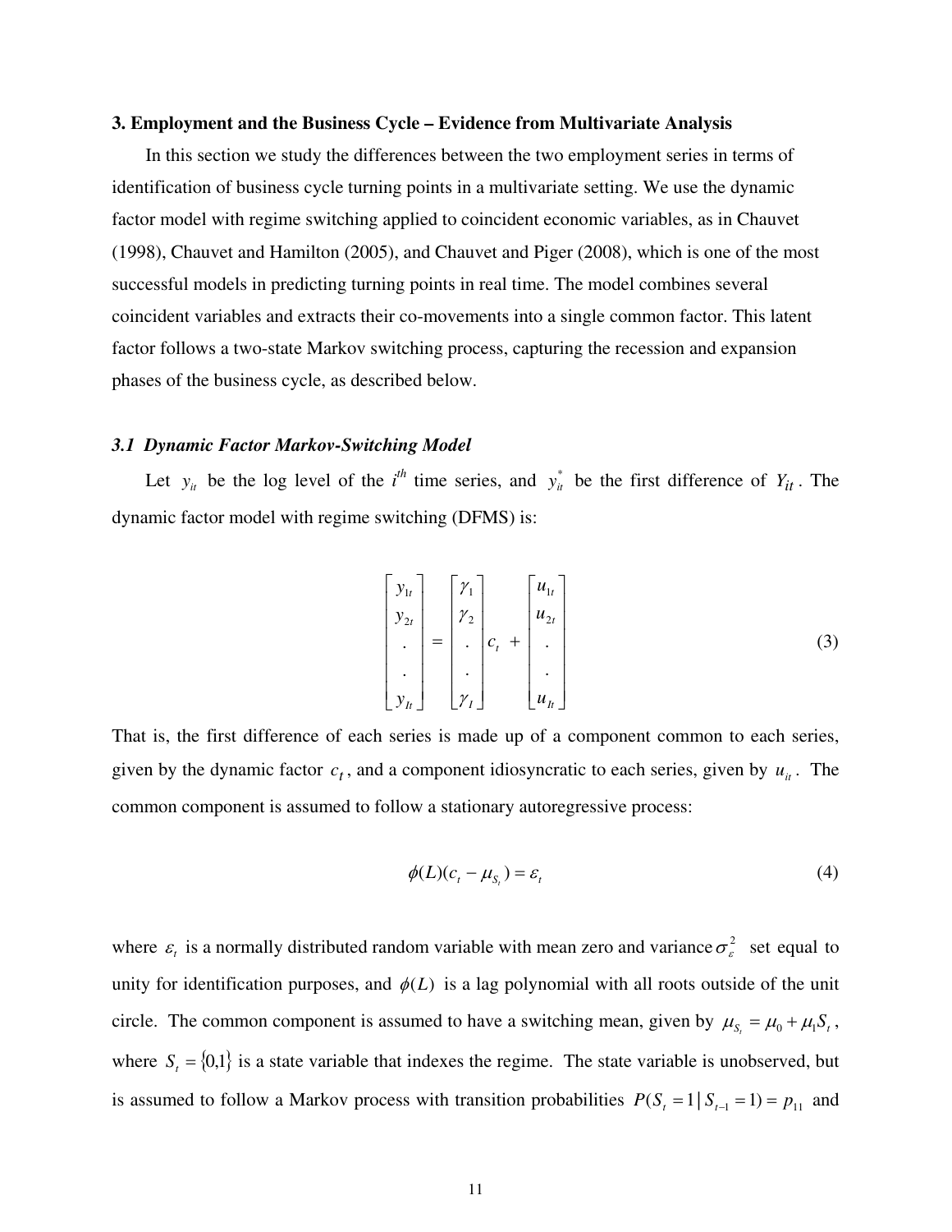### 3. Employment and the Business Cycle – Evidence from Multivariate Analysis

In this section we study the differences between the two employment series in terms of identification of business cycle turning points in a multivariate setting. We use the dynamic factor model with regime switching applied to coincident economic variables, as in Chauvet (1998), Chauvet and Hamilton (2005), and Chauvet and Piger (2008), which is one of the most successful models in predicting turning points in real time. The model combines several coincident variables and extracts their co-movements into a single common factor. This latent factor follows a two-state Markov switching process, capturing the recession and expansion phases of the business cycle, as described below.

#### *3.1 Dynamic Factor Markov-Switching Model*

Let $y_{it}$ be the log level of the $i^{th}$ time series, and $y_{it}^*$ be the first difference of $Y_{it}$. The dynamic factor model with regime switching (DFMS) is:

$$
\begin{bmatrix} y_{1t} \\ y_{2t} \\ . \\ . \\ y_{It} \end{bmatrix} = \begin{bmatrix} \gamma_1 \\ \gamma_2 \\ . \\ . \\ \gamma_I \end{bmatrix} c_t + \begin{bmatrix} u_{1t} \\ u_{2t} \\ . \\ . \\ u_{It} \end{bmatrix} \tag{3}
$$

That is, the first difference of each series is made up of a component common to each series, given by the dynamic factor $c_t$, and a component idiosyncratic to each series, given by $u_{it}$. The common component is assumed to follow a stationary autoregressive process:

$$
\phi(L)(c_t - \mu_{S_t}) = \varepsilon_t \tag{4}
$$

where $\varepsilon_t$ is a normally distributed random variable with mean zero and variance $\sigma_\varepsilon^2$ set equal to unity for identification purposes, and $\phi(L)$ is a lag polynomial with all roots outside of the unit circle. The common component is assumed to have a switching mean, given by $\mu_{S_t} = \mu_0 + \mu_1 S_t$, where $S_t = \{0,1\}$ is a state variable that indexes the regime. The state variable is unobserved, but is assumed to follow a Markov process with transition probabilities $P(S_t = 1 \mid S_{t-1} = 1) = p_{11}$ and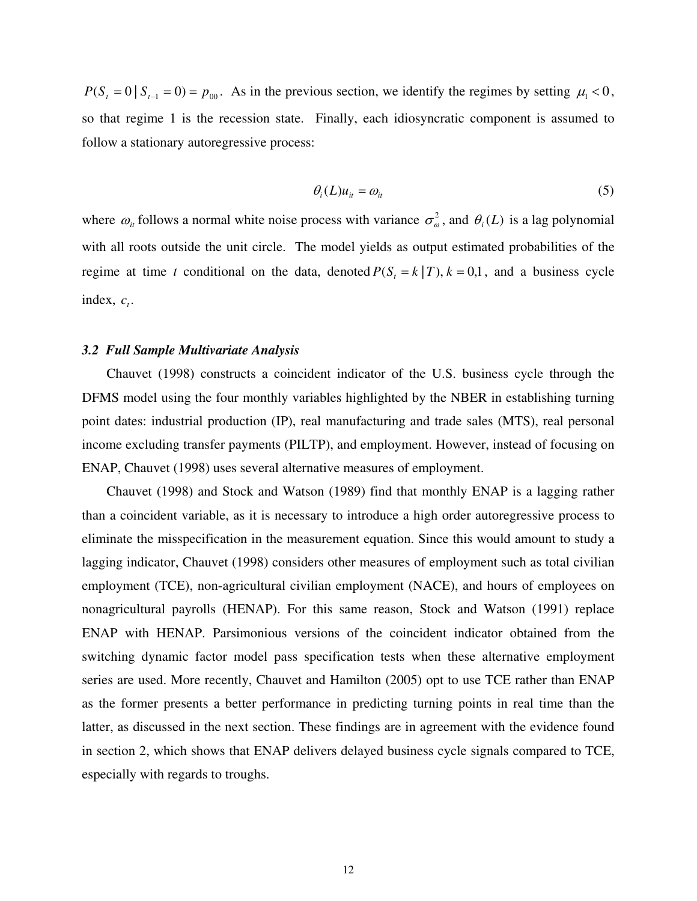$P(S_t = 0 \mid S_{t-1} = 0) = p_{00}$. As in the previous section, we identify the regimes by setting $\mu_1 < 0$, so that regime 1 is the recession state. Finally, each idiosyncratic component is assumed to follow a stationary autoregressive process:

$$\theta_i(L)u_{it} = \omega_{it} \tag{5}$$

where $\omega_{it}$ follows a normal white noise process with variance $\sigma_\omega^2$, and $\theta_i(L)$ is a lag polynomial with all roots outside the unit circle. The model yields as output estimated probabilities of the regime at time $t$ conditional on the data, denoted $P(S_t = k \mid T), k = 0,1$, and a business cycle index, $c_t$.

### *3.2 Full Sample Multivariate Analysis*

Chauvet (1998) constructs a coincident indicator of the U.S. business cycle through the DFMS model using the four monthly variables highlighted by the NBER in establishing turning point dates: industrial production (IP), real manufacturing and trade sales (MTS), real personal income excluding transfer payments (PILTP), and employment. However, instead of focusing on ENAP, Chauvet (1998) uses several alternative measures of employment.

Chauvet (1998) and Stock and Watson (1989) find that monthly ENAP is a lagging rather than a coincident variable, as it is necessary to introduce a high order autoregressive process to eliminate the misspecification in the measurement equation. Since this would amount to study a lagging indicator, Chauvet (1998) considers other measures of employment such as total civilian employment (TCE), non-agricultural civilian employment (NACE), and hours of employees on nonagricultural payrolls (HENAP). For this same reason, Stock and Watson (1991) replace ENAP with HENAP. Parsimonious versions of the coincident indicator obtained from the switching dynamic factor model pass specification tests when these alternative employment series are used. More recently, Chauvet and Hamilton (2005) opt to use TCE rather than ENAP as the former presents a better performance in predicting turning points in real time than the latter, as discussed in the next section. These findings are in agreement with the evidence found in section 2, which shows that ENAP delivers delayed business cycle signals compared to TCE, especially with regards to troughs.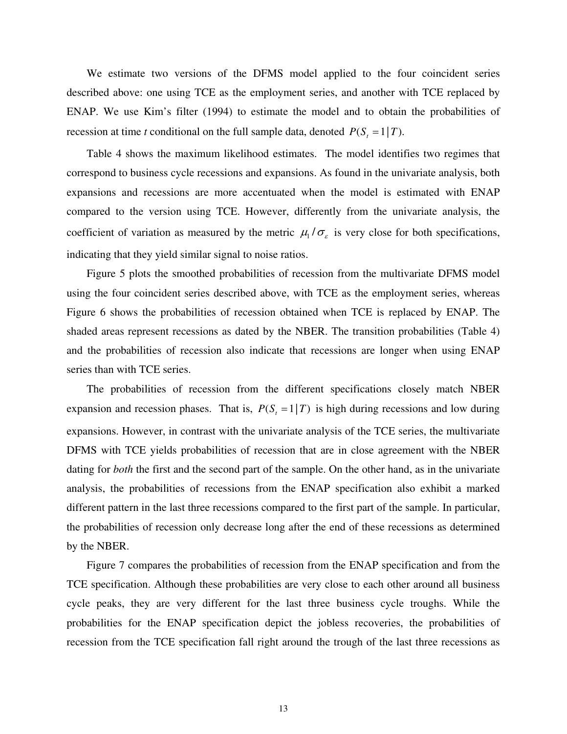We estimate two versions of the DFMS model applied to the four coincident series described above: one using TCE as the employment series, and another with TCE replaced by ENAP. We use Kim's filter (1994) to estimate the model and to obtain the probabilities of recession at time *t* conditional on the full sample data, denoted $P(S_t = 1|T)$.

Table 4 shows the maximum likelihood estimates. The model identifies two regimes that correspond to business cycle recessions and expansions. As found in the univariate analysis, both expansions and recessions are more accentuated when the model is estimated with ENAP compared to the version using TCE. However, differently from the univariate analysis, the coefficient of variation as measured by the metric $\mu_1 / \sigma_\varepsilon$ is very close for both specifications, indicating that they yield similar signal to noise ratios.

Figure 5 plots the smoothed probabilities of recession from the multivariate DFMS model using the four coincident series described above, with TCE as the employment series, whereas Figure 6 shows the probabilities of recession obtained when TCE is replaced by ENAP. The shaded areas represent recessions as dated by the NBER. The transition probabilities (Table 4) and the probabilities of recession also indicate that recessions are longer when using ENAP series than with TCE series.

The probabilities of recession from the different specifications closely match NBER expansion and recession phases. That is, $P(S_t = 1|T)$ is high during recessions and low during expansions. However, in contrast with the univariate analysis of the TCE series, the multivariate DFMS with TCE yields probabilities of recession that are in close agreement with the NBER dating for *both* the first and the second part of the sample. On the other hand, as in the univariate analysis, the probabilities of recessions from the ENAP specification also exhibit a marked different pattern in the last three recessions compared to the first part of the sample. In particular, the probabilities of recession only decrease long after the end of these recessions as determined by the NBER.

Figure 7 compares the probabilities of recession from the ENAP specification and from the TCE specification. Although these probabilities are very close to each other around all business cycle peaks, they are very different for the last three business cycle troughs. While the probabilities for the ENAP specification depict the jobless recoveries, the probabilities of recession from the TCE specification fall right around the trough of the last three recessions as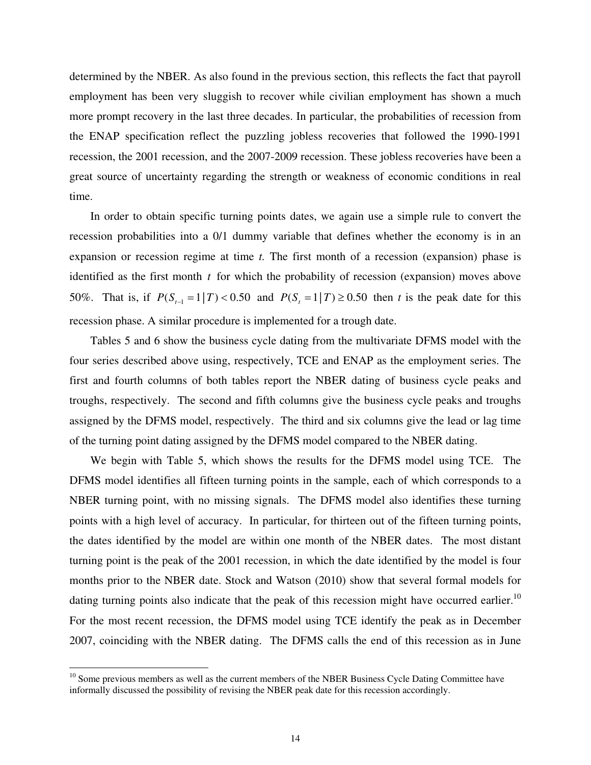determined by the NBER. As also found in the previous section, this reflects the fact that payroll employment has been very sluggish to recover while civilian employment has shown a much more prompt recovery in the last three decades. In particular, the probabilities of recession from the ENAP specification reflect the puzzling jobless recoveries that followed the 1990-1991 recession, the 2001 recession, and the 2007-2009 recession. These jobless recoveries have been a great source of uncertainty regarding the strength or weakness of economic conditions in real time.

In order to obtain specific turning points dates, we again use a simple rule to convert the recession probabilities into a 0/1 dummy variable that defines whether the economy is in an expansion or recession regime at time *t.* The first month of a recession (expansion) phase is identified as the first month $t$ for which the probability of recession (expansion) moves above 50%. That is, if $P(S_{t-1} = 1 | T) < 0.50$ and $P(S_t = 1 | T) \geq 0.50$ then $t$ is the peak date for this recession phase. A similar procedure is implemented for a trough date.

Tables 5 and 6 show the business cycle dating from the multivariate DFMS model with the four series described above using, respectively, TCE and ENAP as the employment series. The first and fourth columns of both tables report the NBER dating of business cycle peaks and troughs, respectively. The second and fifth columns give the business cycle peaks and troughs assigned by the DFMS model, respectively. The third and six columns give the lead or lag time of the turning point dating assigned by the DFMS model compared to the NBER dating.

We begin with Table 5, which shows the results for the DFMS model using TCE. The DFMS model identifies all fifteen turning points in the sample, each of which corresponds to a NBER turning point, with no missing signals. The DFMS model also identifies these turning points with a high level of accuracy. In particular, for thirteen out of the fifteen turning points, the dates identified by the model are within one month of the NBER dates. The most distant turning point is the peak of the 2001 recession, in which the date identified by the model is four months prior to the NBER date. Stock and Watson (2010) show that several formal models for dating turning points also indicate that the peak of this recession might have occurred earlier.[10] For the most recent recession, the DFMS model using TCE identify the peak as in December 2007, coinciding with the NBER dating. The DFMS calls the end of this recession as in June

[10] Some previous members as well as the current members of the NBER Business Cycle Dating Committee have informally discussed the possibility of revising the NBER peak date for this recession accordingly.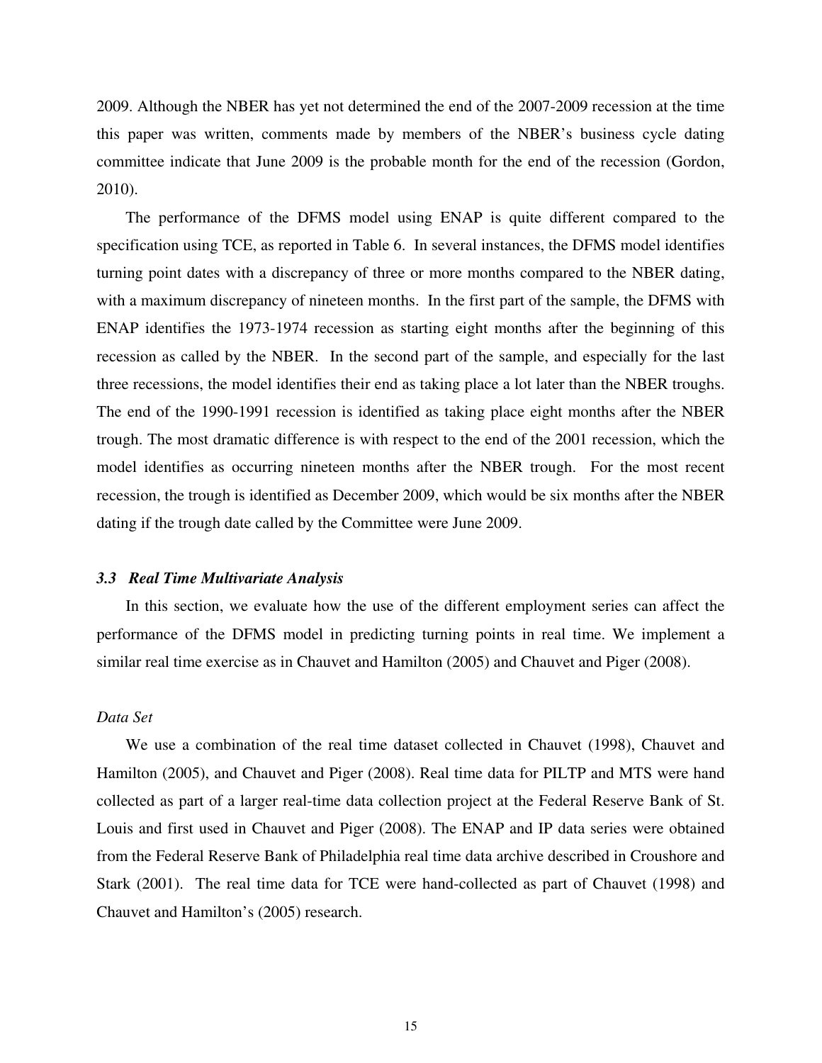2009. Although the NBER has yet not determined the end of the 2007-2009 recession at the time this paper was written, comments made by members of the NBER's business cycle dating committee indicate that June 2009 is the probable month for the end of the recession (Gordon, 2010).

The performance of the DFMS model using ENAP is quite different compared to the specification using TCE, as reported in Table 6. In several instances, the DFMS model identifies turning point dates with a discrepancy of three or more months compared to the NBER dating, with a maximum discrepancy of nineteen months. In the first part of the sample, the DFMS with ENAP identifies the 1973-1974 recession as starting eight months after the beginning of this recession as called by the NBER. In the second part of the sample, and especially for the last three recessions, the model identifies their end as taking place a lot later than the NBER troughs. The end of the 1990-1991 recession is identified as taking place eight months after the NBER trough. The most dramatic difference is with respect to the end of the 2001 recession, which the model identifies as occurring nineteen months after the NBER trough. For the most recent recession, the trough is identified as December 2009, which would be six months after the NBER dating if the trough date called by the Committee were June 2009.

### *3.3 Real Time Multivariate Analysis*

In this section, we evaluate how the use of the different employment series can affect the performance of the DFMS model in predicting turning points in real time. We implement a similar real time exercise as in Chauvet and Hamilton (2005) and Chauvet and Piger (2008).

*Data Set*

We use a combination of the real time dataset collected in Chauvet (1998), Chauvet and Hamilton (2005), and Chauvet and Piger (2008). Real time data for PILTP and MTS were hand collected as part of a larger real-time data collection project at the Federal Reserve Bank of St. Louis and first used in Chauvet and Piger (2008). The ENAP and IP data series were obtained from the Federal Reserve Bank of Philadelphia real time data archive described in Croushore and Stark (2001). The real time data for TCE were hand-collected as part of Chauvet (1998) and Chauvet and Hamilton's (2005) research.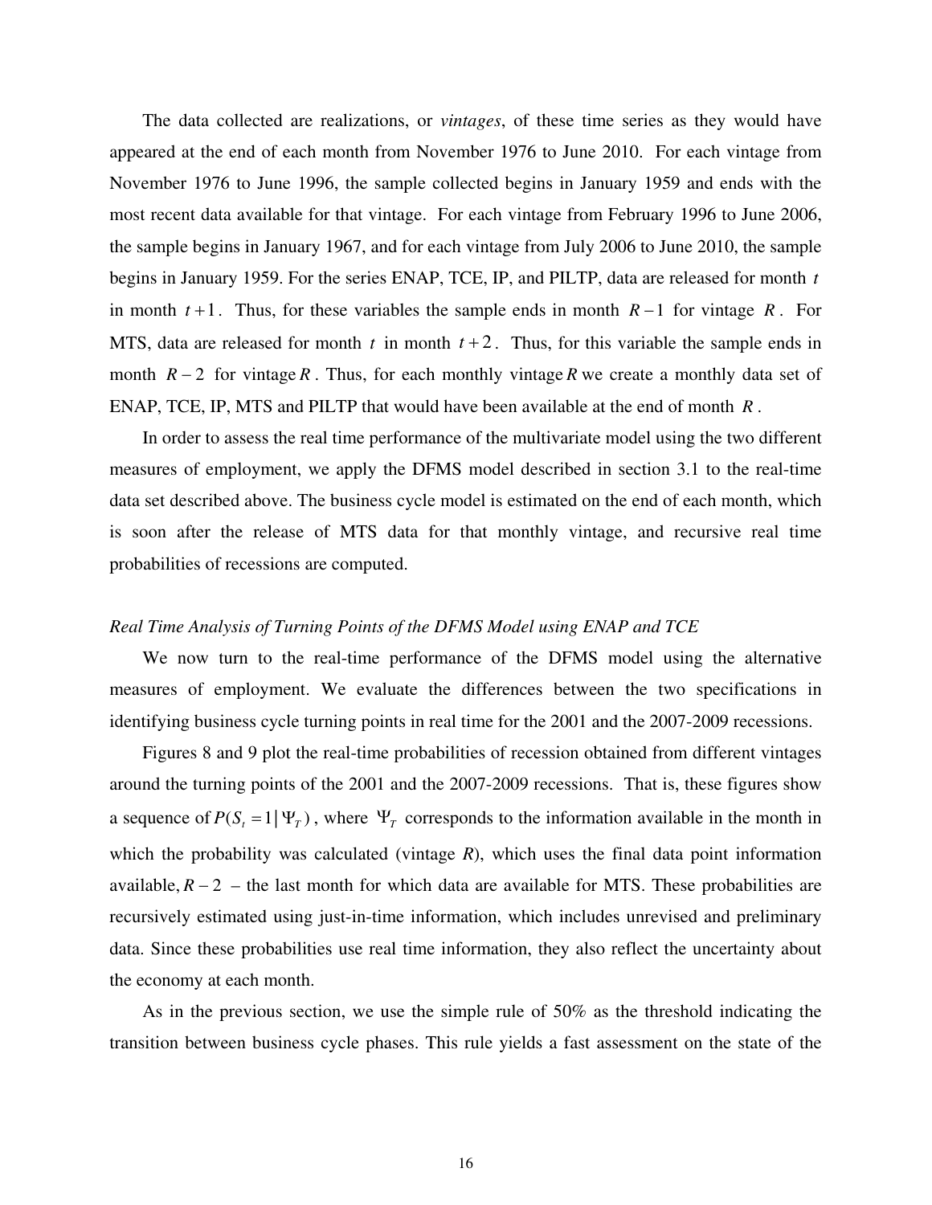The data collected are realizations, or *vintages*, of these time series as they would have appeared at the end of each month from November 1976 to June 2010. For each vintage from November 1976 to June 1996, the sample collected begins in January 1959 and ends with the most recent data available for that vintage. For each vintage from February 1996 to June 2006, the sample begins in January 1967, and for each vintage from July 2006 to June 2010, the sample begins in January 1959. For the series ENAP, TCE, IP, and PILTP, data are released for month $t$ in month $t+1$. Thus, for these variables the sample ends in month $R-1$ for vintage $R$. For MTS, data are released for month $t$ in month $t+2$. Thus, for this variable the sample ends in month $R-2$ for vintage $R$. Thus, for each monthly vintage $R$ we create a monthly data set of ENAP, TCE, IP, MTS and PILTP that would have been available at the end of month $R$.

In order to assess the real time performance of the multivariate model using the two different measures of employment, we apply the DFMS model described in section 3.1 to the real-time data set described above. The business cycle model is estimated on the end of each month, which is soon after the release of MTS data for that monthly vintage, and recursive real time probabilities of recessions are computed.

*Real Time Analysis of Turning Points of the DFMS Model using ENAP and TCE*

We now turn to the real-time performance of the DFMS model using the alternative measures of employment. We evaluate the differences between the two specifications in identifying business cycle turning points in real time for the 2001 and the 2007-2009 recessions.

Figures 8 and 9 plot the real-time probabilities of recession obtained from different vintages around the turning points of the 2001 and the 2007-2009 recessions. That is, these figures show a sequence of $P(S_t = 1 | \Psi_T)$, where $\Psi_T$ corresponds to the information available in the month in which the probability was calculated (vintage $R$), which uses the final data point information available, $R-2$ – the last month for which data are available for MTS. These probabilities are recursively estimated using just-in-time information, which includes unrevised and preliminary data. Since these probabilities use real time information, they also reflect the uncertainty about the economy at each month.

As in the previous section, we use the simple rule of 50% as the threshold indicating the transition between business cycle phases. This rule yields a fast assessment on the state of the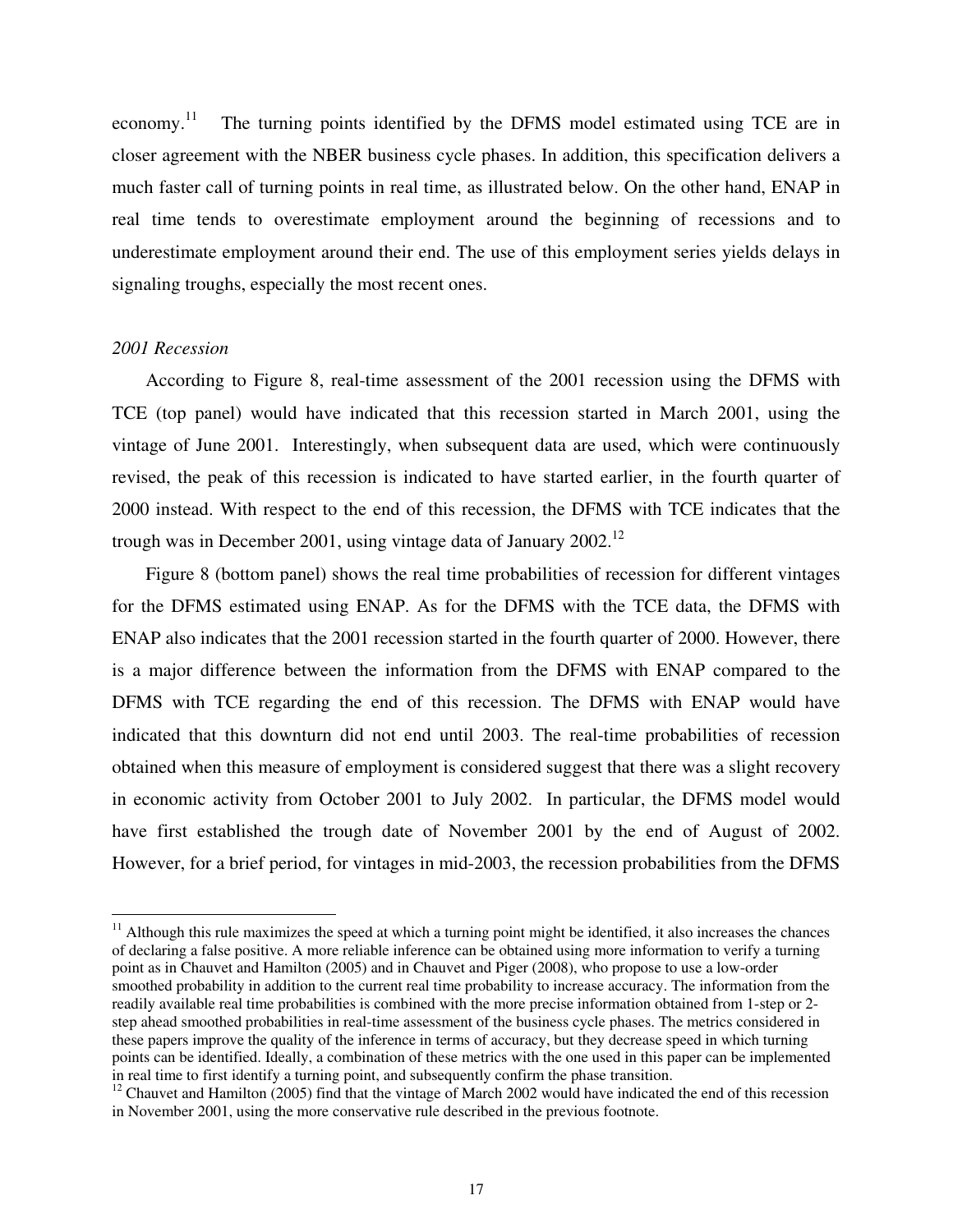economy.[11] The turning points identified by the DFMS model estimated using TCE are in closer agreement with the NBER business cycle phases. In addition, this specification delivers a much faster call of turning points in real time, as illustrated below. On the other hand, ENAP in real time tends to overestimate employment around the beginning of recessions and to underestimate employment around their end. The use of this employment series yields delays in signaling troughs, especially the most recent ones.

*2001 Recession*

According to Figure 8, real-time assessment of the 2001 recession using the DFMS with TCE (top panel) would have indicated that this recession started in March 2001, using the vintage of June 2001. Interestingly, when subsequent data are used, which were continuously revised, the peak of this recession is indicated to have started earlier, in the fourth quarter of 2000 instead. With respect to the end of this recession, the DFMS with TCE indicates that the trough was in December 2001, using vintage data of January 2002.[12]

Figure 8 (bottom panel) shows the real time probabilities of recession for different vintages for the DFMS estimated using ENAP. As for the DFMS with the TCE data, the DFMS with ENAP also indicates that the 2001 recession started in the fourth quarter of 2000. However, there is a major difference between the information from the DFMS with ENAP compared to the DFMS with TCE regarding the end of this recession. The DFMS with ENAP would have indicated that this downturn did not end until 2003. The real-time probabilities of recession obtained when this measure of employment is considered suggest that there was a slight recovery in economic activity from October 2001 to July 2002. In particular, the DFMS model would have first established the trough date of November 2001 by the end of August of 2002. However, for a brief period, for vintages in mid-2003, the recession probabilities from the DFMS

[11] Although this rule maximizes the speed at which a turning point might be identified, it also increases the chances of declaring a false positive. A more reliable inference can be obtained using more information to verify a turning point as in Chauvet and Hamilton (2005) and in Chauvet and Piger (2008), who propose to use a low-order smoothed probability in addition to the current real time probability to increase accuracy. The information from the readily available real time probabilities is combined with the more precise information obtained from 1-step or 2-step ahead smoothed probabilities in real-time assessment of the business cycle phases. The metrics considered in these papers improve the quality of the inference in terms of accuracy, but they decrease speed in which turning points can be identified. Ideally, a combination of these metrics with the one used in this paper can be implemented in real time to first identify a turning point, and subsequently confirm the phase transition.

[12] Chauvet and Hamilton (2005) find that the vintage of March 2002 would have indicated the end of this recession in November 2001, using the more conservative rule described in the previous footnote.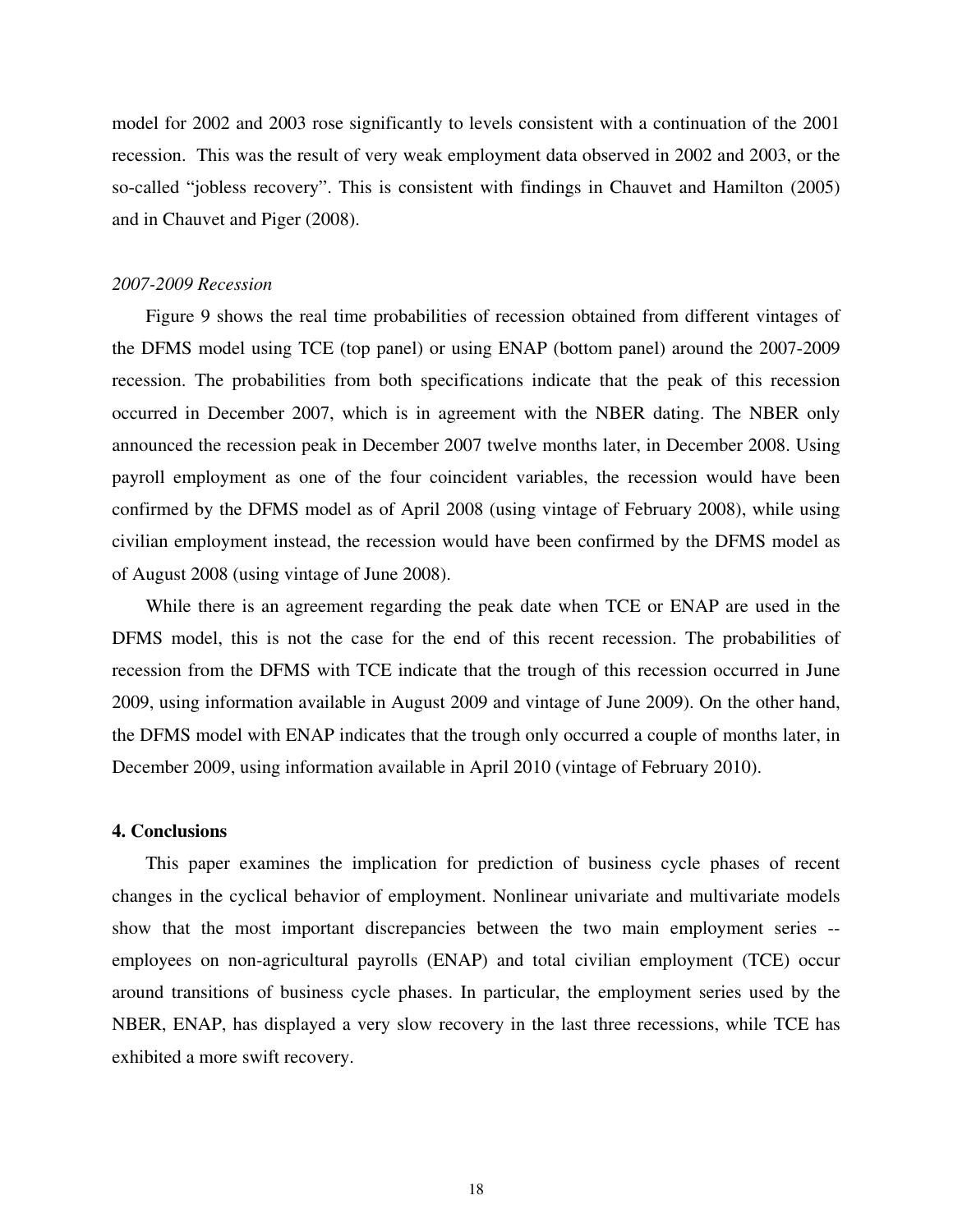model for 2002 and 2003 rose significantly to levels consistent with a continuation of the 2001 recession. This was the result of very weak employment data observed in 2002 and 2003, or the so-called "jobless recovery". This is consistent with findings in Chauvet and Hamilton (2005) and in Chauvet and Piger (2008).

*2007-2009 Recession*

Figure 9 shows the real time probabilities of recession obtained from different vintages of the DFMS model using TCE (top panel) or using ENAP (bottom panel) around the 2007-2009 recession. The probabilities from both specifications indicate that the peak of this recession occurred in December 2007, which is in agreement with the NBER dating. The NBER only announced the recession peak in December 2007 twelve months later, in December 2008. Using payroll employment as one of the four coincident variables, the recession would have been confirmed by the DFMS model as of April 2008 (using vintage of February 2008), while using civilian employment instead, the recession would have been confirmed by the DFMS model as of August 2008 (using vintage of June 2008).

While there is an agreement regarding the peak date when TCE or ENAP are used in the DFMS model, this is not the case for the end of this recent recession. The probabilities of recession from the DFMS with TCE indicate that the trough of this recession occurred in June 2009, using information available in August 2009 and vintage of June 2009). On the other hand, the DFMS model with ENAP indicates that the trough only occurred a couple of months later, in December 2009, using information available in April 2010 (vintage of February 2010).

## 4. Conclusions

This paper examines the implication for prediction of business cycle phases of recent changes in the cyclical behavior of employment. Nonlinear univariate and multivariate models show that the most important discrepancies between the two main employment series -- employees on non-agricultural payrolls (ENAP) and total civilian employment (TCE) occur around transitions of business cycle phases. In particular, the employment series used by the NBER, ENAP, has displayed a very slow recovery in the last three recessions, while TCE has exhibited a more swift recovery.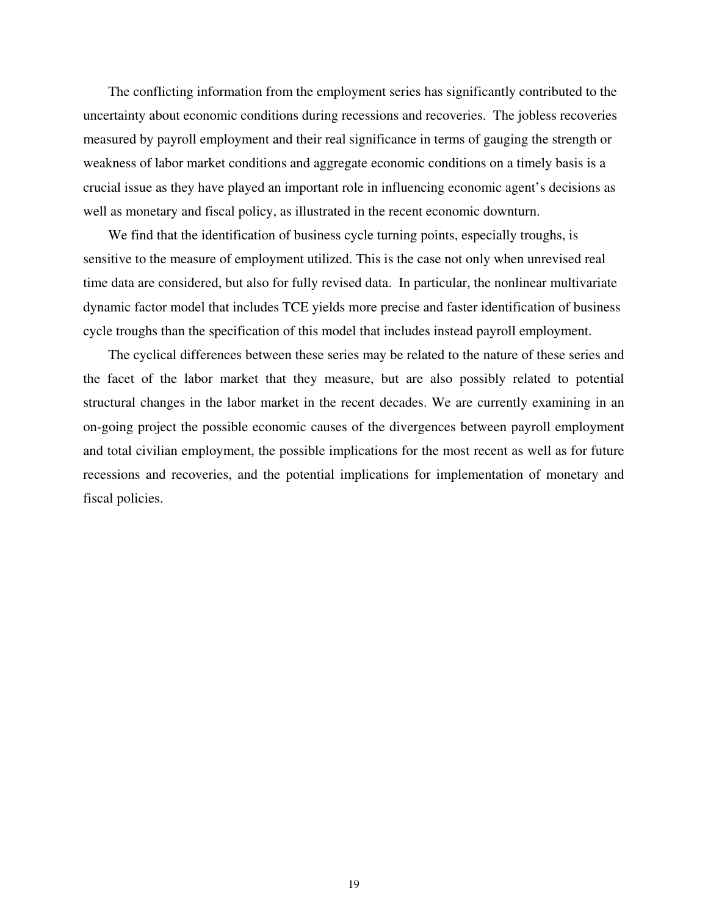The conflicting information from the employment series has significantly contributed to the uncertainty about economic conditions during recessions and recoveries. The jobless recoveries measured by payroll employment and their real significance in terms of gauging the strength or weakness of labor market conditions and aggregate economic conditions on a timely basis is a crucial issue as they have played an important role in influencing economic agent's decisions as well as monetary and fiscal policy, as illustrated in the recent economic downturn.

We find that the identification of business cycle turning points, especially troughs, is sensitive to the measure of employment utilized. This is the case not only when unrevised real time data are considered, but also for fully revised data. In particular, the nonlinear multivariate dynamic factor model that includes TCE yields more precise and faster identification of business cycle troughs than the specification of this model that includes instead payroll employment.

The cyclical differences between these series may be related to the nature of these series and the facet of the labor market that they measure, but are also possibly related to potential structural changes in the labor market in the recent decades. We are currently examining in an on-going project the possible economic causes of the divergences between payroll employment and total civilian employment, the possible implications for the most recent as well as for future recessions and recoveries, and the potential implications for implementation of monetary and fiscal policies.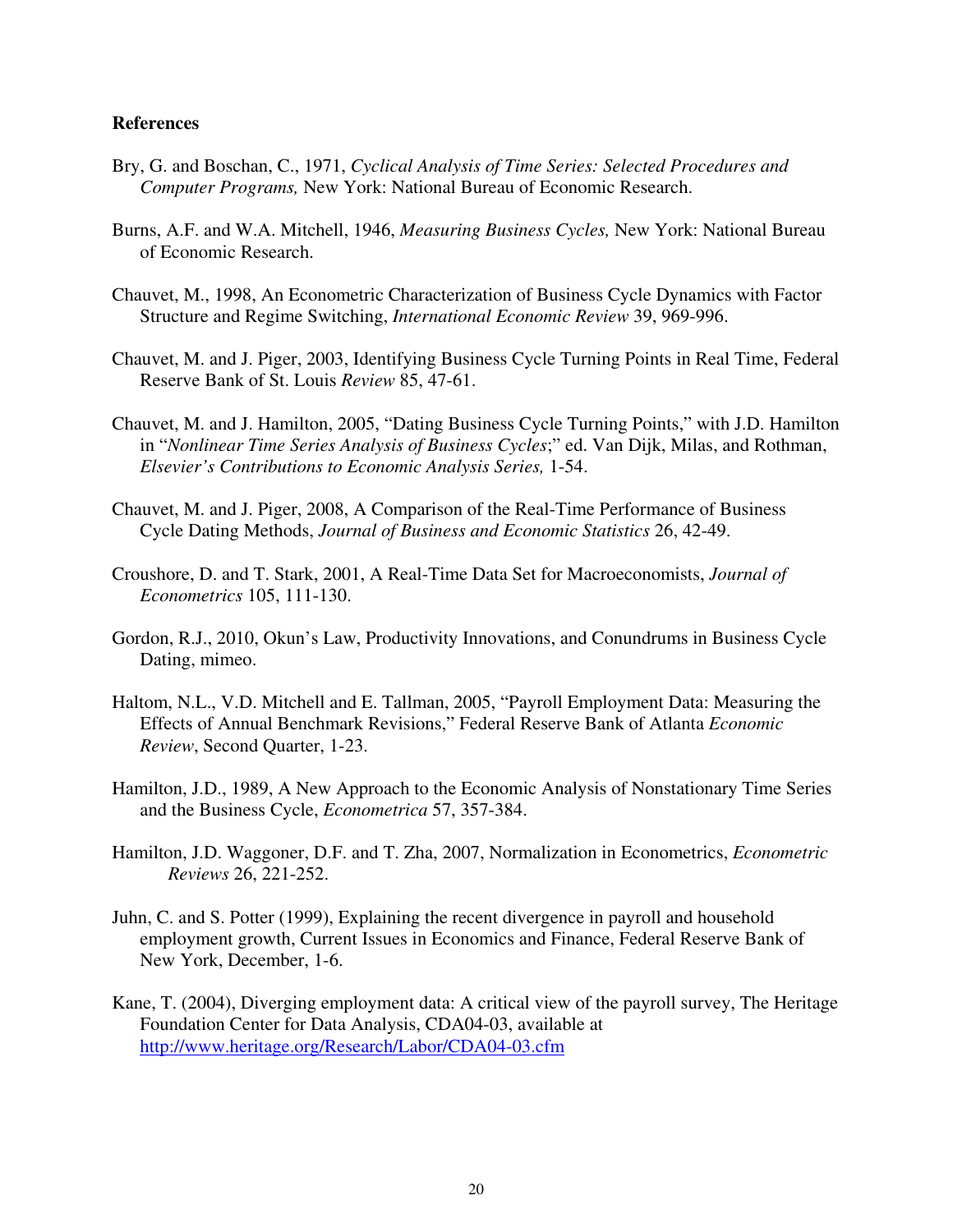**References**

Bry, G. and Boschan, C., 1971, *Cyclical Analysis of Time Series: Selected Procedures and Computer Programs,* New York: National Bureau of Economic Research.

Burns, A.F. and W.A. Mitchell, 1946, *Measuring Business Cycles,* New York: National Bureau of Economic Research.

Chauvet, M., 1998, An Econometric Characterization of Business Cycle Dynamics with Factor Structure and Regime Switching, *International Economic Review* 39, 969-996.

Chauvet, M. and J. Piger, 2003, Identifying Business Cycle Turning Points in Real Time, Federal Reserve Bank of St. Louis *Review* 85, 47-61.

Chauvet, M. and J. Hamilton, 2005, "Dating Business Cycle Turning Points," with J.D. Hamilton in "*Nonlinear Time Series Analysis of Business Cycles*;" ed. Van Dijk, Milas, and Rothman, *Elsevier's Contributions to Economic Analysis Series,* 1-54.

Chauvet, M. and J. Piger, 2008, A Comparison of the Real-Time Performance of Business Cycle Dating Methods, *Journal of Business and Economic Statistics* 26, 42-49.

Croushore, D. and T. Stark, 2001, A Real-Time Data Set for Macroeconomists, *Journal of Econometrics* 105, 111-130.

Gordon, R.J., 2010, Okun's Law, Productivity Innovations, and Conundrums in Business Cycle Dating, mimeo.

Haltom, N.L., V.D. Mitchell and E. Tallman, 2005, "Payroll Employment Data: Measuring the Effects of Annual Benchmark Revisions," Federal Reserve Bank of Atlanta *Economic Review*, Second Quarter, 1-23.

Hamilton, J.D., 1989, A New Approach to the Economic Analysis of Nonstationary Time Series and the Business Cycle, *Econometrica* 57, 357-384.

Hamilton, J.D. Waggoner, D.F. and T. Zha, 2007, Normalization in Econometrics, *Econometric Reviews* 26, 221-252.

Juhn, C. and S. Potter (1999), Explaining the recent divergence in payroll and household employment growth, Current Issues in Economics and Finance, Federal Reserve Bank of New York, December, 1-6.

Kane, T. (2004), Diverging employment data: A critical view of the payroll survey, The Heritage Foundation Center for Data Analysis, CDA04-03, available at http://www.heritage.org/Research/Labor/CDA04-03.cfm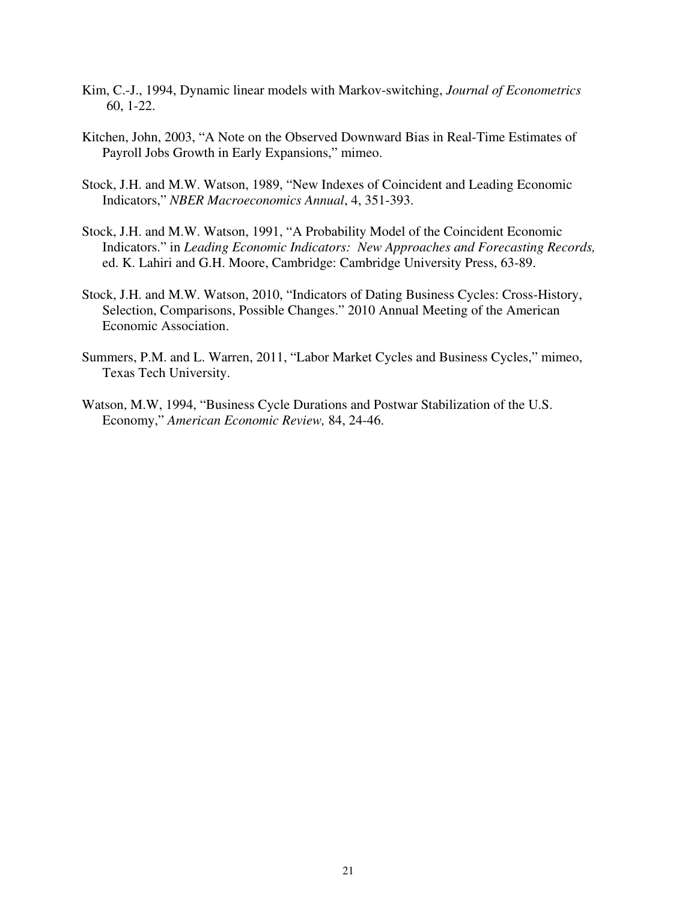Kim, C.-J., 1994, Dynamic linear models with Markov-switching, *Journal of Econometrics* 60, 1-22.

Kitchen, John, 2003, "A Note on the Observed Downward Bias in Real-Time Estimates of Payroll Jobs Growth in Early Expansions," mimeo.

Stock, J.H. and M.W. Watson, 1989, "New Indexes of Coincident and Leading Economic Indicators," *NBER Macroeconomics Annual*, 4, 351-393.

Stock, J.H. and M.W. Watson, 1991, "A Probability Model of the Coincident Economic Indicators." in *Leading Economic Indicators: New Approaches and Forecasting Records,* ed. K. Lahiri and G.H. Moore, Cambridge: Cambridge University Press, 63-89.

Stock, J.H. and M.W. Watson, 2010, "Indicators of Dating Business Cycles: Cross-History, Selection, Comparisons, Possible Changes." 2010 Annual Meeting of the American Economic Association.

Summers, P.M. and L. Warren, 2011, "Labor Market Cycles and Business Cycles," mimeo, Texas Tech University.

Watson, M.W, 1994, "Business Cycle Durations and Postwar Stabilization of the U.S. Economy," *American Economic Review,* 84, 24-46.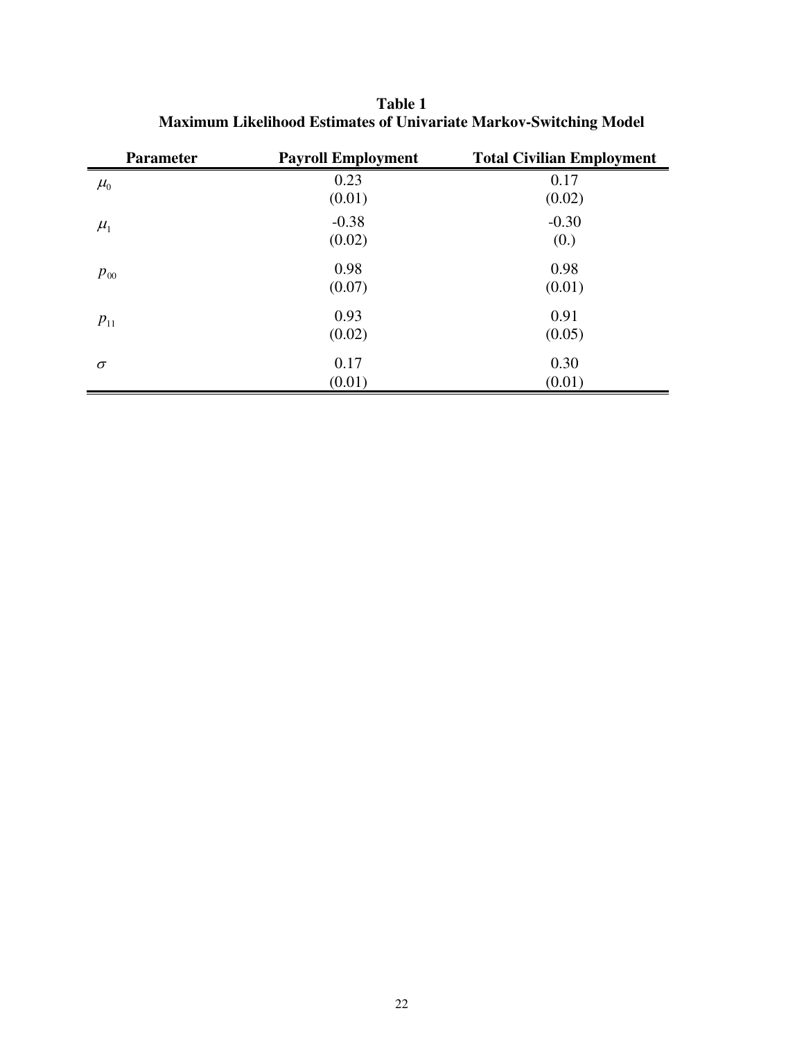**Table 1**
**Maximum Likelihood Estimates of Univariate Markov-Switching Model**

| Parameter | Payroll Employment | Total Civilian Employment |
|---|---|---|
| $\mu_0$ | 0.23<br>(0.01) | 0.17<br>(0.02) |
| $\mu_1$ | -0.38<br>(0.02) | -0.30<br>(0.) |
| $p_{00}$ | 0.98<br>(0.07) | 0.98<br>(0.01) |
| $p_{11}$ | 0.93<br>(0.02) | 0.91<br>(0.05) |
| $\sigma$ | 0.17<br>(0.01) | 0.30<br>(0.01) |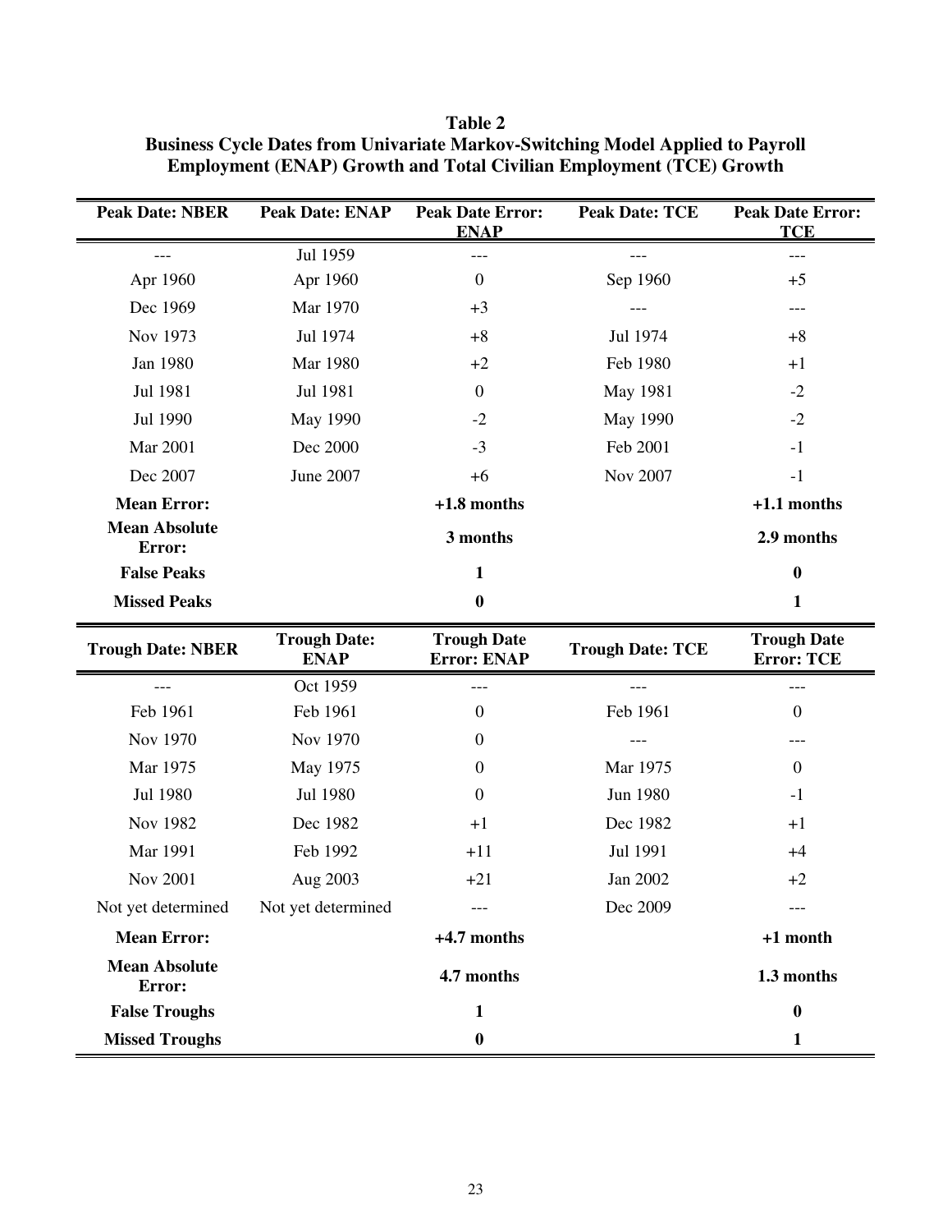**Table 2**
**Business Cycle Dates from Univariate Markov-Switching Model Applied to Payroll Employment (ENAP) Growth and Total Civilian Employment (TCE) Growth**

| Peak Date: NBER | Peak Date: ENAP | Peak Date Error: ENAP | Peak Date: TCE | Peak Date Error: TCE |
|---|---|---|---|---|
| --- | Jul 1959 | --- | --- | --- |
| Apr 1960 | Apr 1960 | 0 | Sep 1960 | +5 |
| Dec 1969 | Mar 1970 | +3 | --- | --- |
| Nov 1973 | Jul 1974 | +8 | Jul 1974 | +8 |
| Jan 1980 | Mar 1980 | +2 | Feb 1980 | +1 |
| Jul 1981 | Jul 1981 | 0 | May 1981 | -2 |
| Jul 1990 | May 1990 | -2 | May 1990 | -2 |
| Mar 2001 | Dec 2000 | -3 | Feb 2001 | -1 |
| Dec 2007 | June 2007 | +6 | Nov 2007 | -1 |
| **Mean Error:** | | **+1.8 months** | | **+1.1 months** |
| **Mean Absolute Error:** | | **3 months** | | **2.9 months** |
| **False Peaks** | | **1** | | **0** |
| **Missed Peaks** | | **0** | | **1** |

| Trough Date: NBER | Trough Date: ENAP | Trough Date Error: ENAP | Trough Date: TCE | Trough Date Error: TCE |
|---|---|---|---|---|
| --- | Oct 1959 | --- | --- | --- |
| Feb 1961 | Feb 1961 | 0 | Feb 1961 | 0 |
| Nov 1970 | Nov 1970 | 0 | --- | --- |
| Mar 1975 | May 1975 | 0 | Mar 1975 | 0 |
| Jul 1980 | Jul 1980 | 0 | Jun 1980 | -1 |
| Nov 1982 | Dec 1982 | +1 | Dec 1982 | +1 |
| Mar 1991 | Feb 1992 | +11 | Jul 1991 | +4 |
| Nov 2001 | Aug 2003 | +21 | Jan 2002 | +2 |
| Not yet determined | Not yet determined | --- | Dec 2009 | --- |
| **Mean Error:** | | **+4.7 months** | | **+1 month** |
| **Mean Absolute Error:** | | **4.7 months** | | **1.3 months** |
| **False Troughs** | | **1** | | **0** |
| **Missed Troughs** | | **0** | | **1** |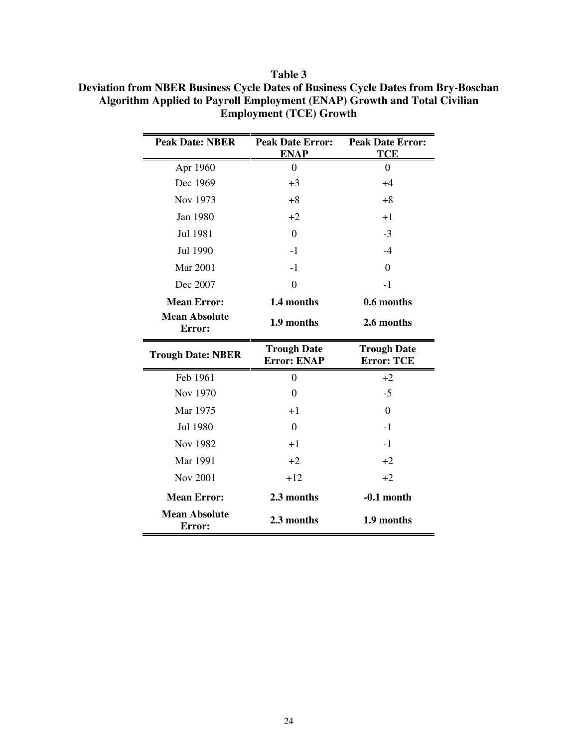**Table 3**
**Deviation from NBER Business Cycle Dates of Business Cycle Dates from Bry-Boschan Algorithm Applied to Payroll Employment (ENAP) Growth and Total Civilian Employment (TCE) Growth**

| Peak Date: NBER | Peak Date Error: ENAP | Peak Date Error: TCE |
|---|---|---|
| Apr 1960 | 0 | 0 |
| Dec 1969 | +3 | +4 |
| Nov 1973 | +8 | +8 |
| Jan 1980 | +2 | +1 |
| Jul 1981 | 0 | -3 |
| Jul 1990 | -1 | -4 |
| Mar 2001 | -1 | 0 |
| Dec 2007 | 0 | -1 |
| **Mean Error:** | **1.4 months** | **0.6 months** |
| **Mean Absolute Error:** | **1.9 months** | **2.6 months** |

| Trough Date: NBER | Trough Date Error: ENAP | Trough Date Error: TCE |
|---|---|---|
| Feb 1961 | 0 | +2 |
| Nov 1970 | 0 | -5 |
| Mar 1975 | +1 | 0 |
| Jul 1980 | 0 | -1 |
| Nov 1982 | +1 | -1 |
| Mar 1991 | +2 | +2 |
| Nov 2001 | +12 | +2 |
| **Mean Error:** | **2.3 months** | **-0.1 month** |
| **Mean Absolute Error:** | **2.3 months** | **1.9 months** |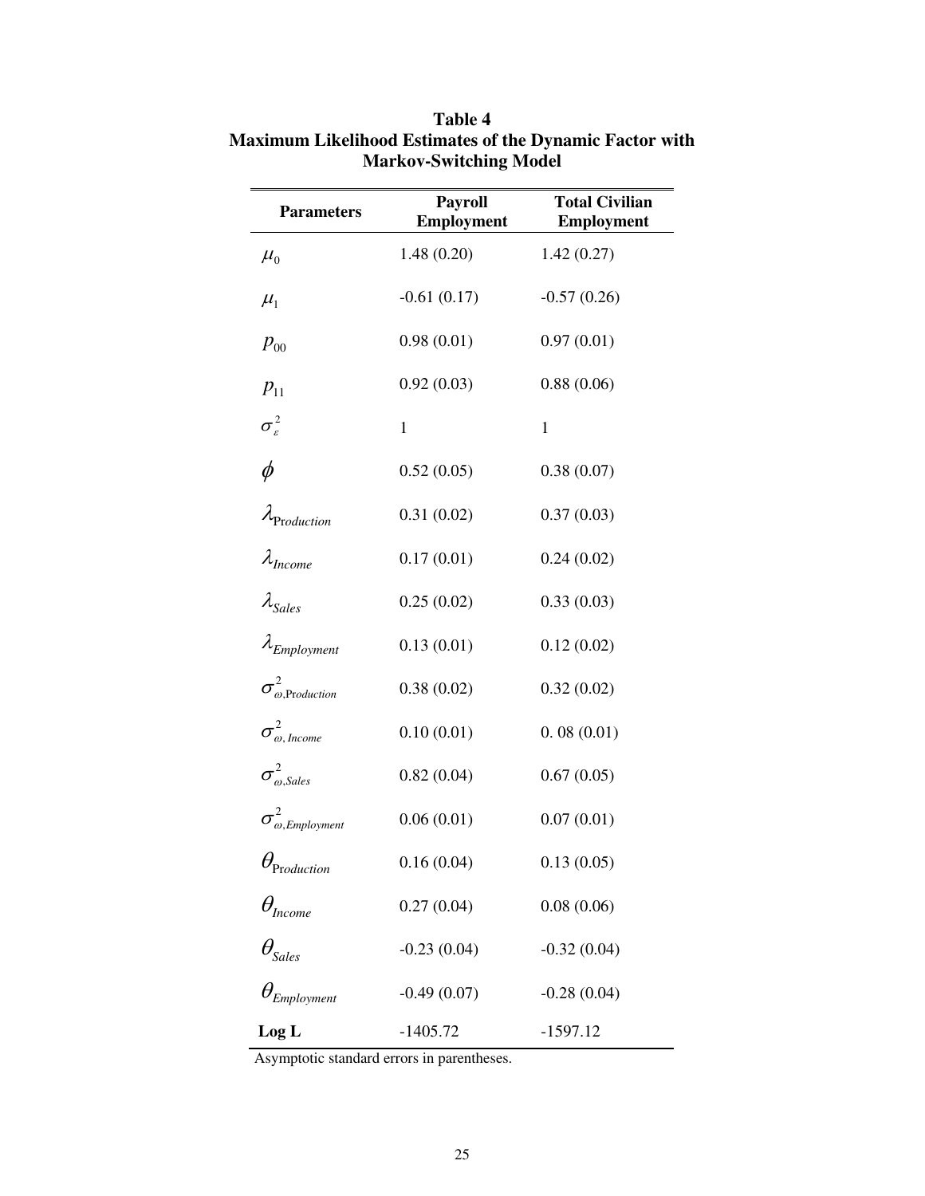**Table 4**
**Maximum Likelihood Estimates of the Dynamic Factor with Markov-Switching Model**

| Parameters | Payroll Employment | Total Civilian Employment |
|---|---|---|
| $\mu_0$ | 1.48 (0.20) | 1.42 (0.27) |
| $\mu_1$ | -0.61 (0.17) | -0.57 (0.26) |
| $p_{00}$ | 0.98 (0.01) | 0.97 (0.01) |
| $p_{11}$ | 0.92 (0.03) | 0.88 (0.06) |
| $\sigma_{\varepsilon}^{2}$ | 1 | 1 |
| $\phi$ | 0.52 (0.05) | 0.38 (0.07) |
| $\lambda_{Production}$ | 0.31 (0.02) | 0.37 (0.03) |
| $\lambda_{Income}$ | 0.17 (0.01) | 0.24 (0.02) |
| $\lambda_{Sales}$ | 0.25 (0.02) | 0.33 (0.03) |
| $\lambda_{Employment}$ | 0.13 (0.01) | 0.12 (0.02) |
| $\sigma_{\omega,Production}^{2}$ | 0.38 (0.02) | 0.32 (0.02) |
| $\sigma_{\omega,Income}^{2}$ | 0.10 (0.01) | 0. 08 (0.01) |
| $\sigma_{\omega,Sales}^{2}$ | 0.82 (0.04) | 0.67 (0.05) |
| $\sigma_{\omega,Employment}^{2}$ | 0.06 (0.01) | 0.07 (0.01) |
| $\theta_{Production}$ | 0.16 (0.04) | 0.13 (0.05) |
| $\theta_{Income}$ | 0.27 (0.04) | 0.08 (0.06) |
| $\theta_{Sales}$ | -0.23 (0.04) | -0.32 (0.04) |
| $\theta_{Employment}$ | -0.49 (0.07) | -0.28 (0.04) |
| **Log L** | -1405.72 | -1597.12 |

Asymptotic standard errors in parentheses.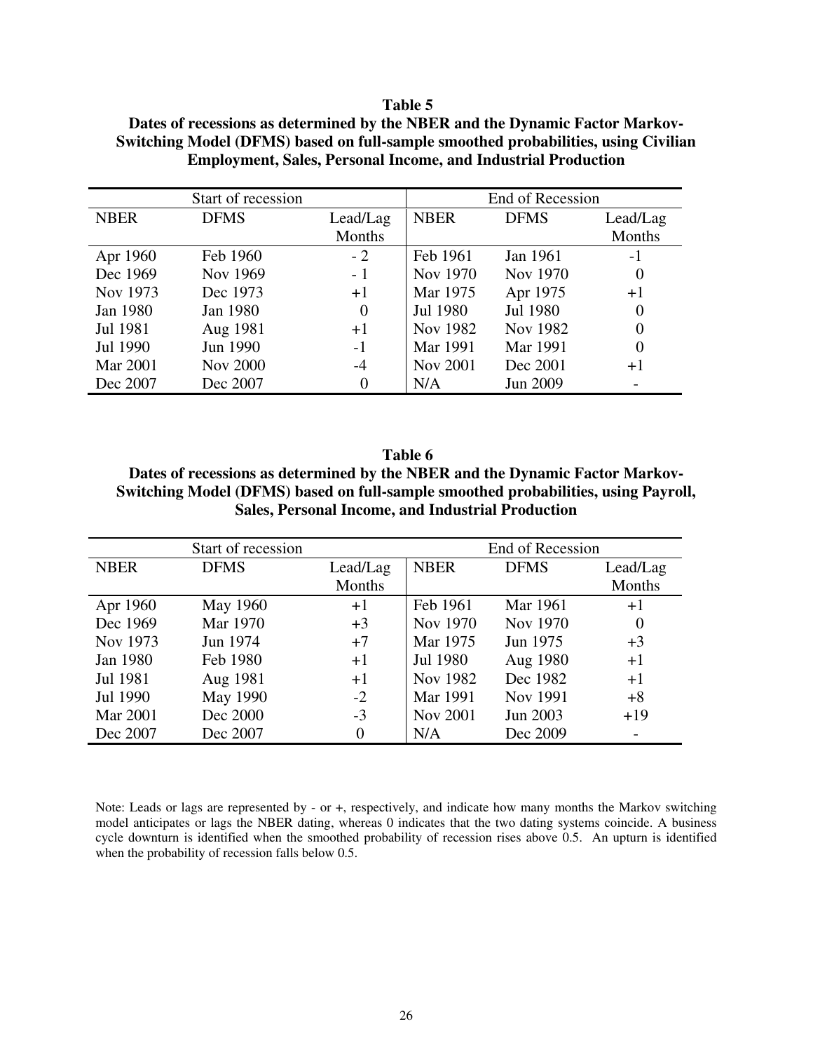**Table 5**

**Dates of recessions as determined by the NBER and the Dynamic Factor Markov-Switching Model (DFMS) based on full-sample smoothed probabilities, using Civilian Employment, Sales, Personal Income, and Industrial Production**

| Start of recession | | | End of Recession | | |
|---|---|---|---|---|---|
| NBER | DFMS | Lead/Lag Months | NBER | DFMS | Lead/Lag Months |
| Apr 1960 | Feb 1960 | - 2 | Feb 1961 | Jan 1961 | -1 |
| Dec 1969 | Nov 1969 | - 1 | Nov 1970 | Nov 1970 | 0 |
| Nov 1973 | Dec 1973 | +1 | Mar 1975 | Apr 1975 | +1 |
| Jan 1980 | Jan 1980 | 0 | Jul 1980 | Jul 1980 | 0 |
| Jul 1981 | Aug 1981 | +1 | Nov 1982 | Nov 1982 | 0 |
| Jul 1990 | Jun 1990 | -1 | Mar 1991 | Mar 1991 | 0 |
| Mar 2001 | Nov 2000 | -4 | Nov 2001 | Dec 2001 | +1 |
| Dec 2007 | Dec 2007 | 0 | N/A | Jun 2009 | - |

**Table 6**

**Dates of recessions as determined by the NBER and the Dynamic Factor Markov-Switching Model (DFMS) based on full-sample smoothed probabilities, using Payroll, Sales, Personal Income, and Industrial Production**

| Start of recession | | | End of Recession | | |
|---|---|---|---|---|---|
| NBER | DFMS | Lead/Lag Months | NBER | DFMS | Lead/Lag Months |
| Apr 1960 | May 1960 | +1 | Feb 1961 | Mar 1961 | +1 |
| Dec 1969 | Mar 1970 | +3 | Nov 1970 | Nov 1970 | 0 |
| Nov 1973 | Jun 1974 | +7 | Mar 1975 | Jun 1975 | +3 |
| Jan 1980 | Feb 1980 | +1 | Jul 1980 | Aug 1980 | +1 |
| Jul 1981 | Aug 1981 | +1 | Nov 1982 | Dec 1982 | +1 |
| Jul 1990 | May 1990 | -2 | Mar 1991 | Nov 1991 | +8 |
| Mar 2001 | Dec 2000 | -3 | Nov 2001 | Jun 2003 | +19 |
| Dec 2007 | Dec 2007 | 0 | N/A | Dec 2009 | - |

Note: Leads or lags are represented by - or +, respectively, and indicate how many months the Markov switching model anticipates or lags the NBER dating, whereas 0 indicates that the two dating systems coincide. A business cycle downturn is identified when the smoothed probability of recession rises above 0.5. An upturn is identified when the probability of recession falls below 0.5.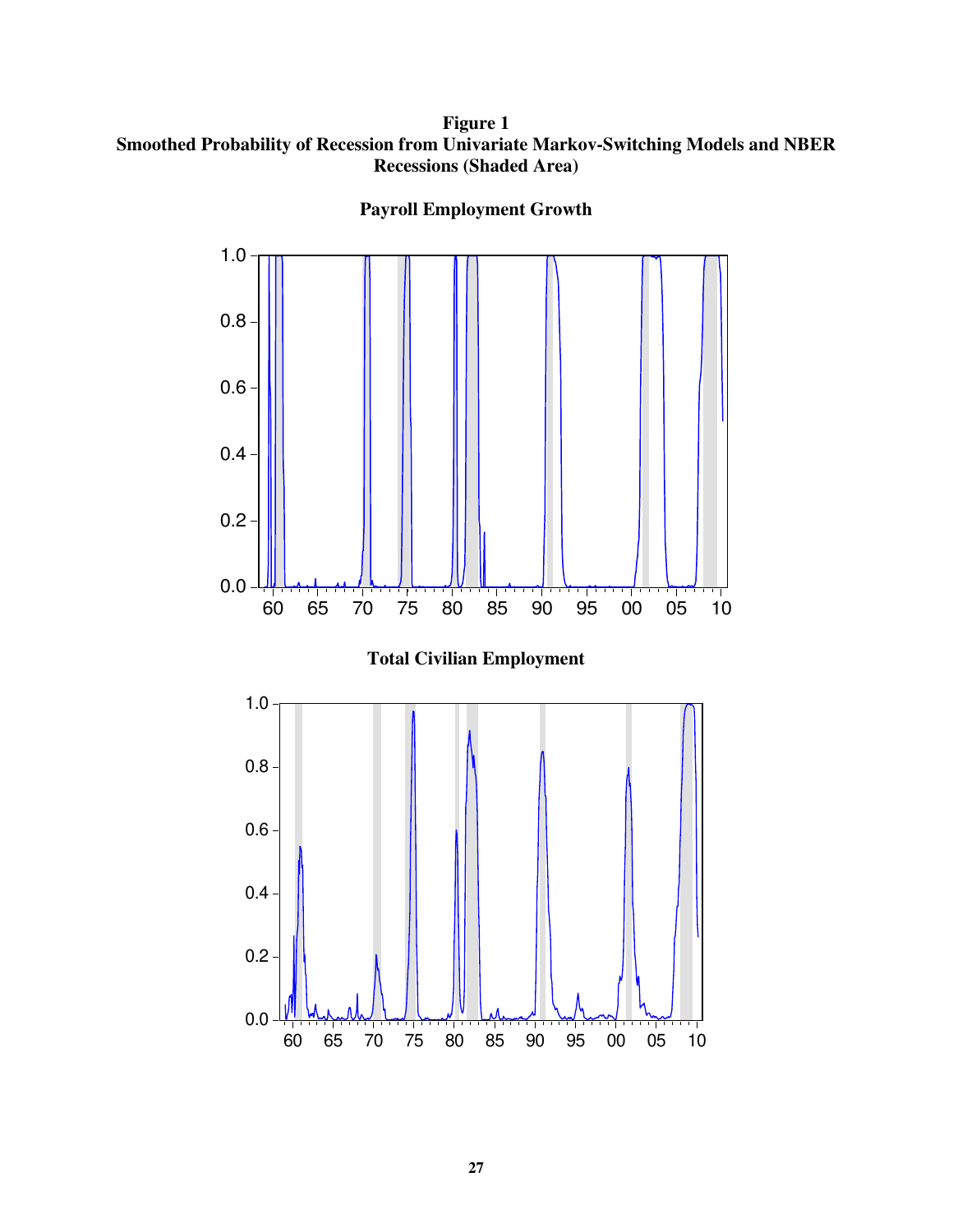**Figure 1**
**Smoothed Probability of Recession from Univariate Markov-Switching Models and NBER Recessions (Shaded Area)**

**Payroll Employment Growth**

**Total Civilian Employment**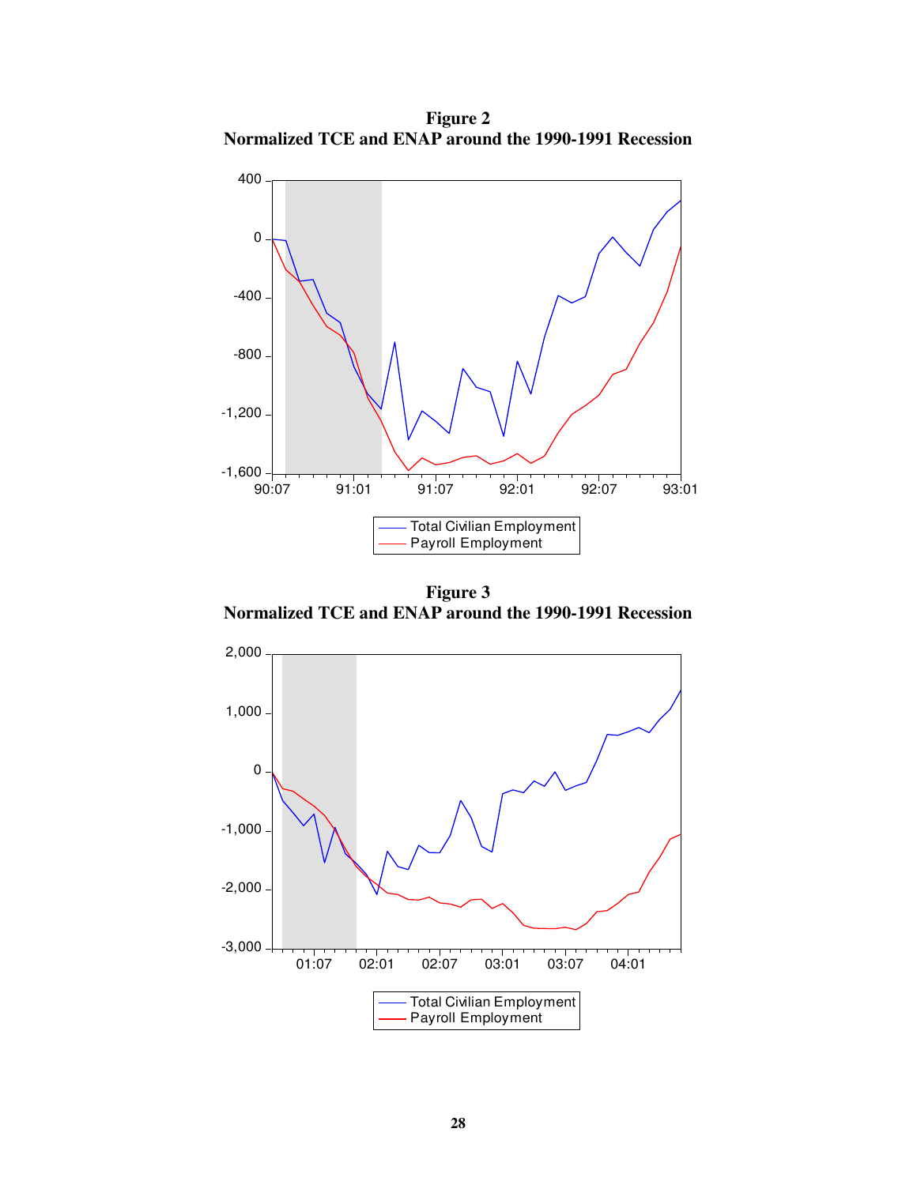**Figure 2**
**Normalized TCE and ENAP around the 1990-1991 Recession**

**Figure 3**
**Normalized TCE and ENAP around the 1990-1991 Recession**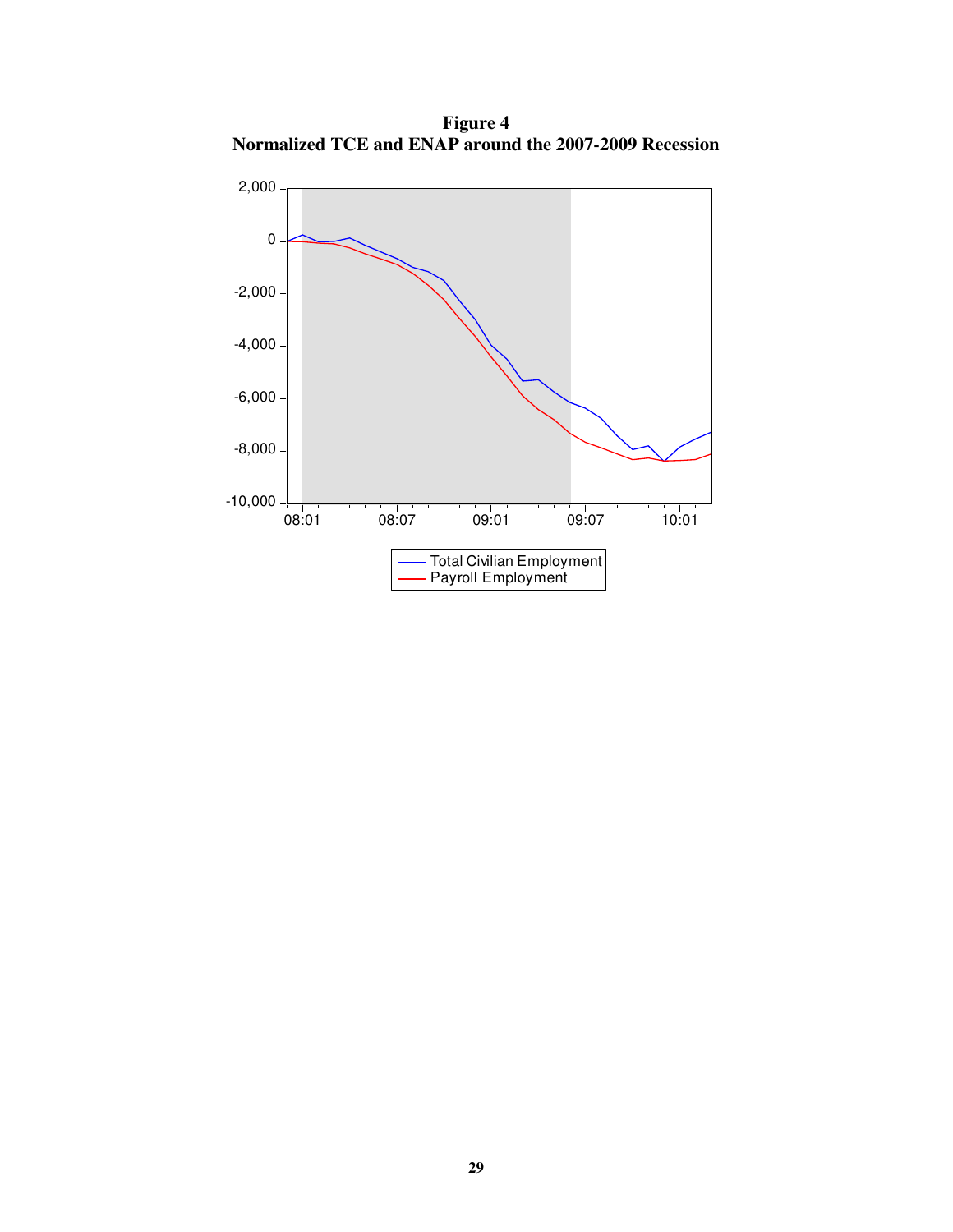**Figure 4**
**Normalized TCE and ENAP around the 2007-2009 Recession**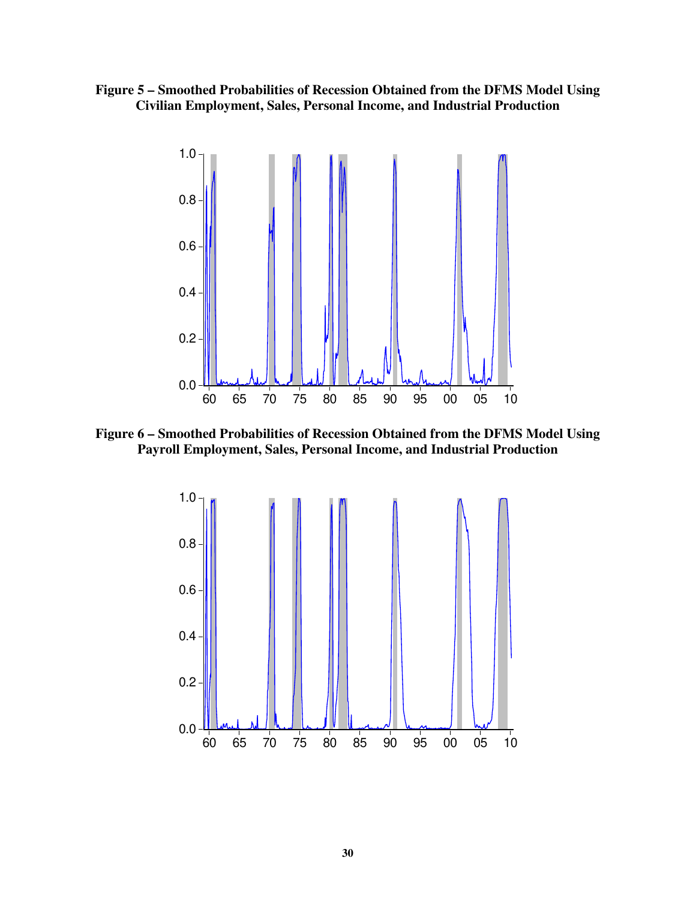**Figure 5 – Smoothed Probabilities of Recession Obtained from the DFMS Model Using Civilian Employment, Sales, Personal Income, and Industrial Production**

**Figure 6 – Smoothed Probabilities of Recession Obtained from the DFMS Model Using Payroll Employment, Sales, Personal Income, and Industrial Production**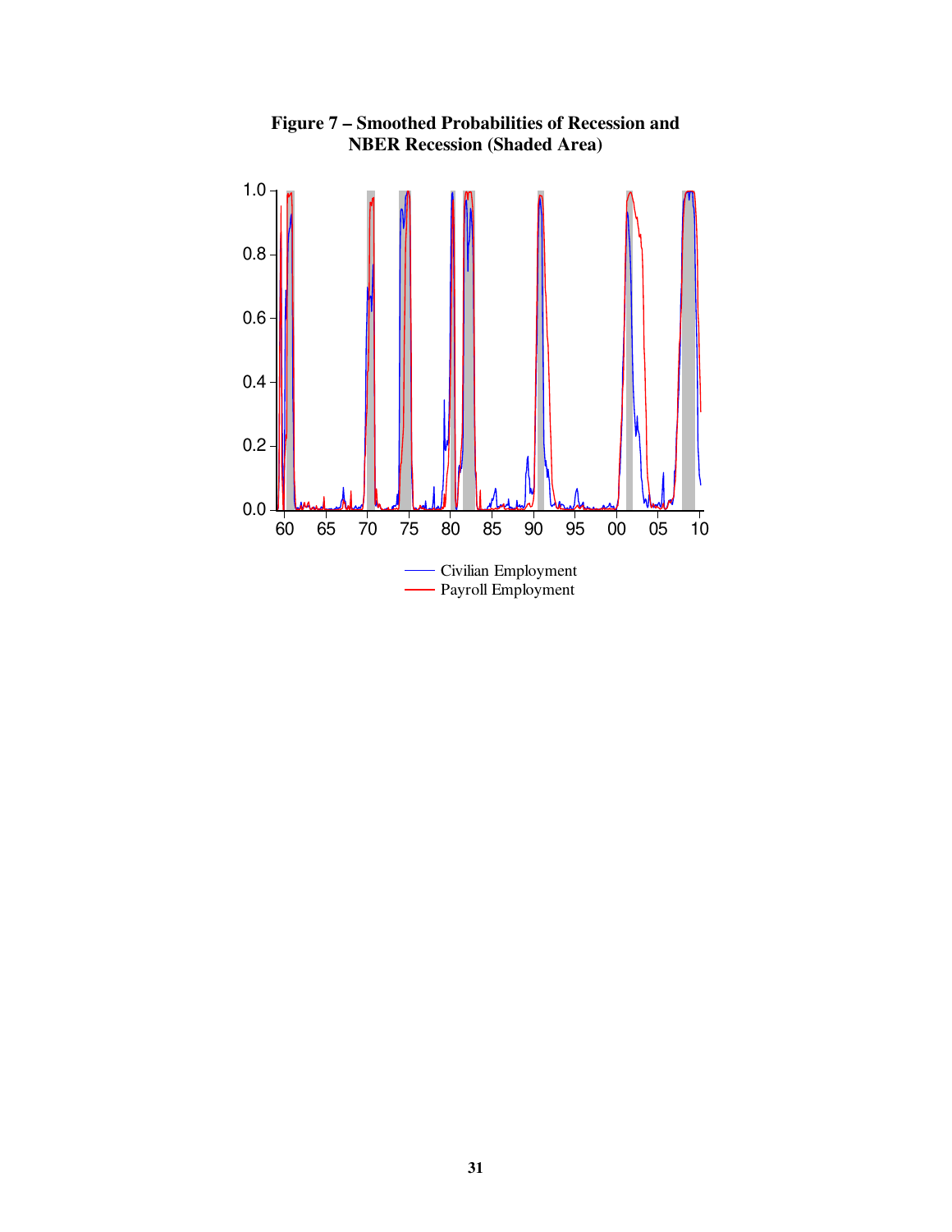**Figure 7 – Smoothed Probabilities of Recession and NBER Recession (Shaded Area)**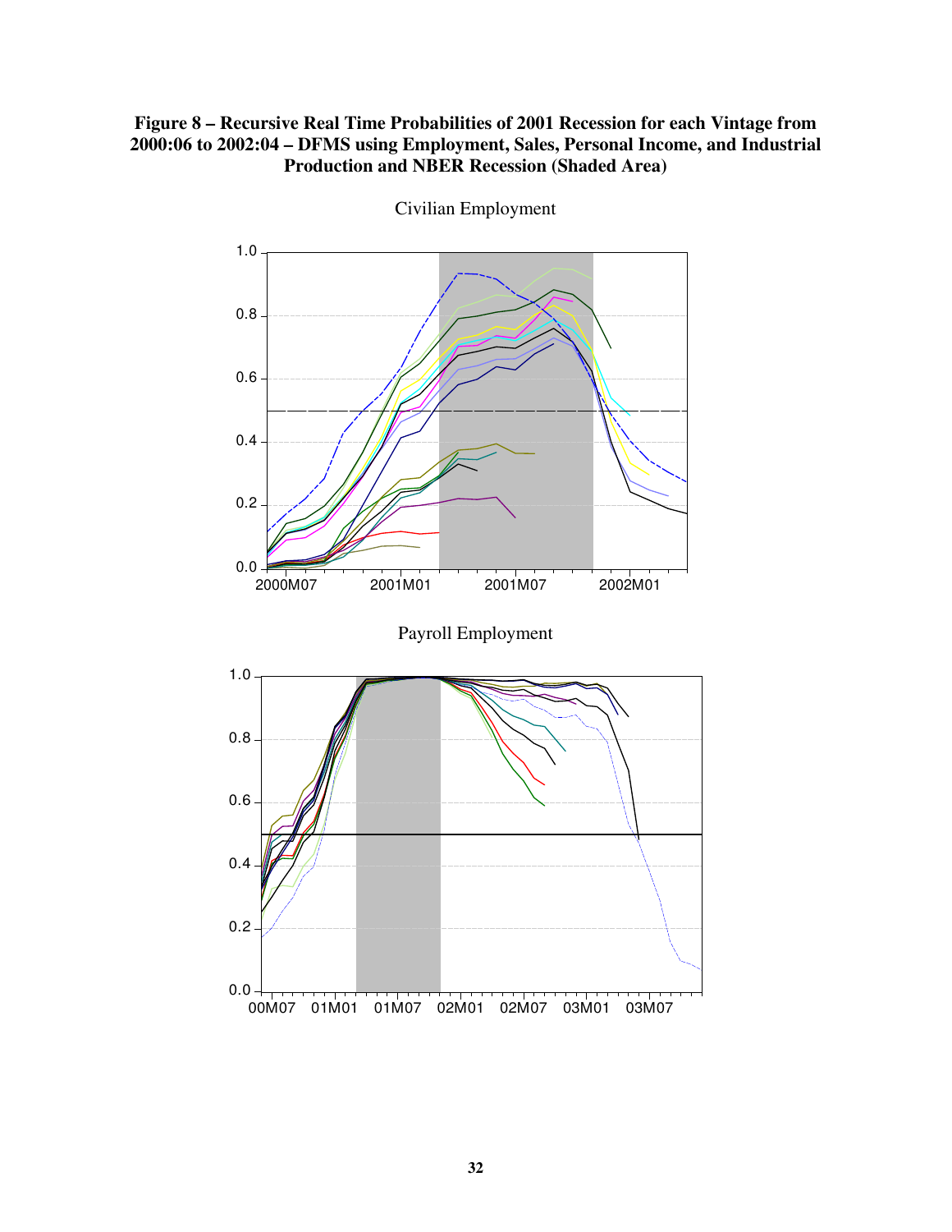**Figure 8 – Recursive Real Time Probabilities of 2001 Recession for each Vintage from 2000:06 to 2002:04 – DFMS using Employment, Sales, Personal Income, and Industrial Production and NBER Recession (Shaded Area)**

Civilian Employment

Payroll Employment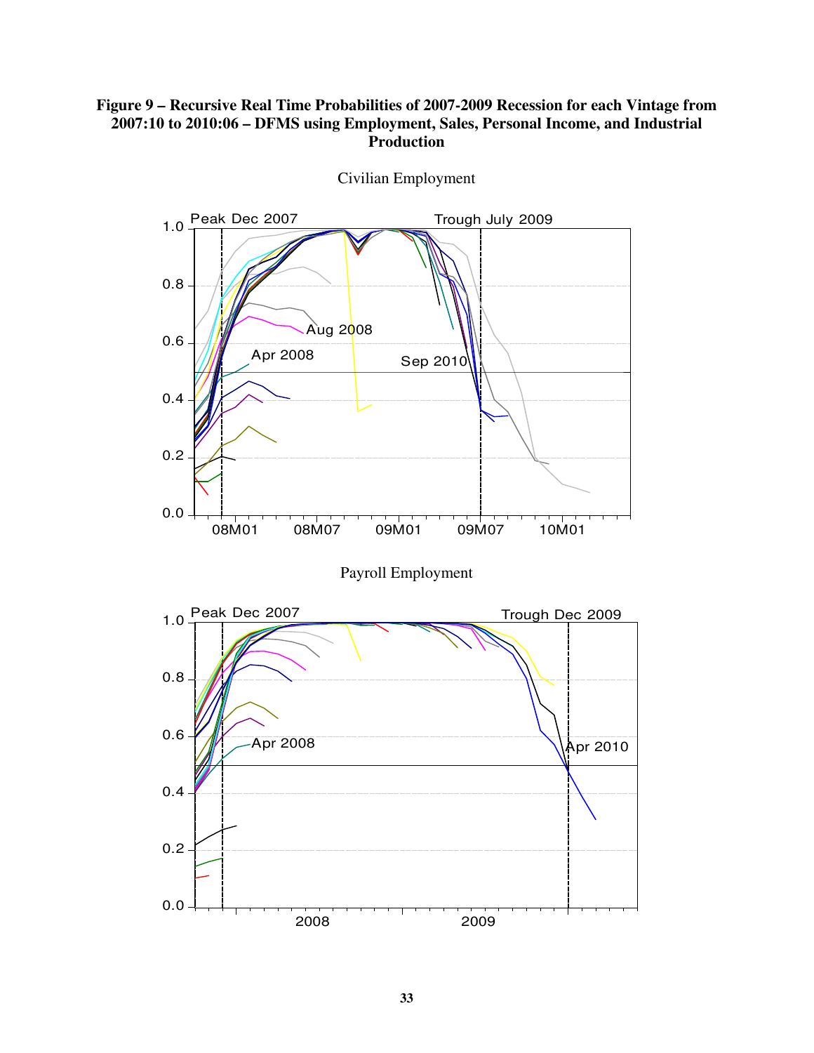**Figure 9 – Recursive Real Time Probabilities of 2007-2009 Recession for each Vintage from 2007:10 to 2010:06 – DFMS using Employment, Sales, Personal Income, and Industrial Production**

Civilian Employment

Peak Dec 2007

Trough July 2009

Aug 2008

Apr 2008

Sep 2010

1.0
0.8
0.6
0.4
0.2
0.0

08M01 08M07 09M01 09M07 10M01

Payroll Employment

Peak Dec 2007

Trough Dec 2009

Apr 2008

Apr 2010

1.0
0.8
0.6
0.4
0.2
0.0

2008 2009